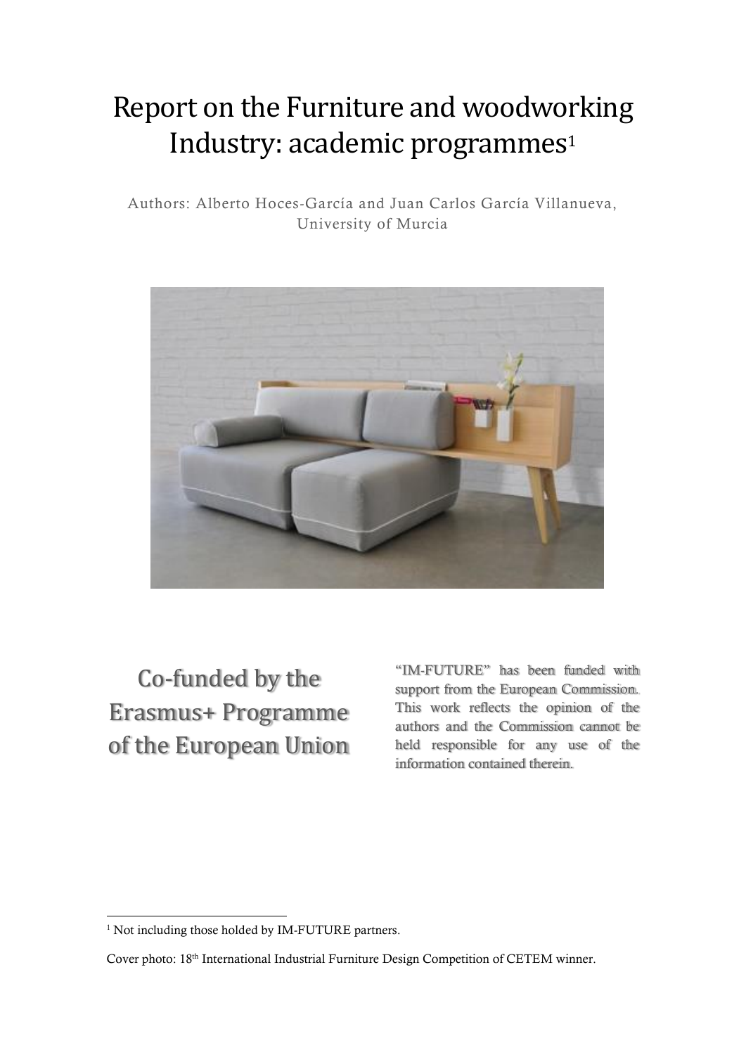# Report on the Furniture and woodworking Industry: academic programmes[1]

Authors: Alberto Hoces-García and Juan Carlos García Villanueva, University of Murcia

Co-funded by the Erasmus+ Programme of the European Union

"IM-FUTURE" has been funded with support from the European Commission. This work reflects the opinion of the authors and the Commission cannot be held responsible for any use of the information contained therein.

[1] Not including those holded by IM-FUTURE partners.

Cover photo: 18th International Industrial Furniture Design Competition of CETEM winner.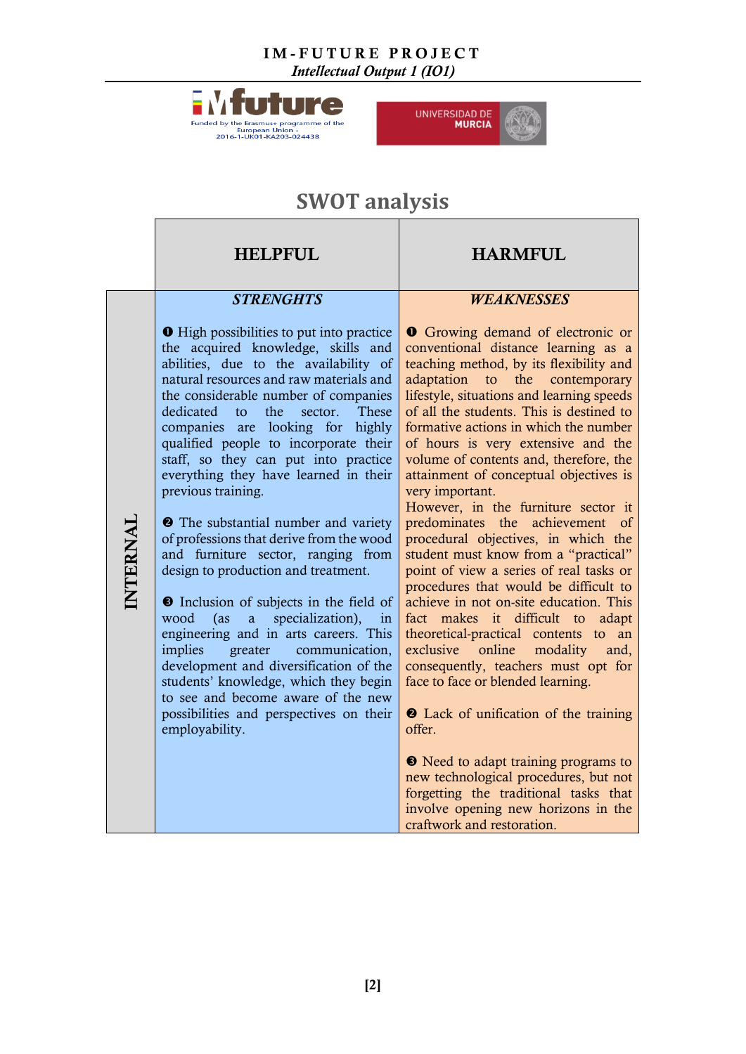## SWOT analysis

| | HELPFUL | HARMFUL |
|---|---|---|
| **INTERNAL** | ***STRENGHTS*** <br><br> ❶ High possibilities to put into practice the acquired knowledge, skills and abilities, due to the availability of natural resources and raw materials and the considerable number of companies dedicated to the sector. These companies are looking for highly qualified people to incorporate their staff, so they can put into practice everything they have learned in their previous training. <br><br> ❷ The substantial number and variety of professions that derive from the wood and furniture sector, ranging from design to production and treatment. <br><br> ❸ Inclusion of subjects in the field of wood (as a specialization), in engineering and in arts careers. This implies greater communication, development and diversification of the students' knowledge, which they begin to see and become aware of the new possibilities and perspectives on their employability. | ***WEAKNESSES*** <br><br> ❶ Growing demand of electronic or conventional distance learning as a teaching method, by its flexibility and adaptation to the contemporary lifestyle, situations and learning speeds of all the students. This is destined to formative actions in which the number of hours is very extensive and the volume of contents and, therefore, the attainment of conceptual objectives is very important. <br> However, in the furniture sector it predominates the achievement of procedural objectives, in which the student must know from a "practical" point of view a series of real tasks or procedures that would be difficult to achieve in not on-site education. This fact makes it difficult to adapt theoretical-practical contents to an exclusive online modality and, consequently, teachers must opt for face to face or blended learning. <br><br> ❷ Lack of unification of the training offer. <br><br> ❸ Need to adapt training programs to new technological procedures, but not forgetting the traditional tasks that involve opening new horizons in the craftwork and restoration. |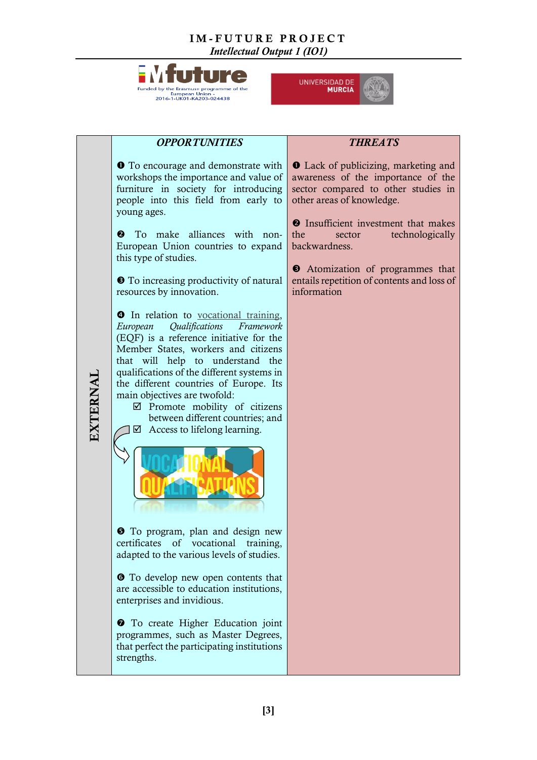| EXTERNAL | *OPPORTUNITIES* | *THREATS* |
|---|---|---|
| | ❶ To encourage and demonstrate with workshops the importance and value of furniture in society for introducing people into this field from early to young ages.<br><br>❷ To make alliances with non-European Union countries to expand this type of studies.<br><br>❸ To increasing productivity of natural resources by innovation.<br><br>❹ In relation to vocational training, *European Qualifications Framework* (EQF) is a reference initiative for the Member States, workers and citizens that will help to understand the qualifications of the different systems in the different countries of Europe. Its main objectives are twofold:<br>☑ Promote mobility of citizens between different countries; and<br>☑ Access to lifelong learning.<br><br>❺ To program, plan and design new certificates of vocational training, adapted to the various levels of studies.<br><br>❻ To develop new open contents that are accessible to education institutions, enterprises and invidious.<br><br>❼ To create Higher Education joint programmes, such as Master Degrees, that perfect the participating institutions strengths. | ❶ Lack of publicizing, marketing and awareness of the importance of the sector compared to other studies in other areas of knowledge.<br><br>❷ Insufficient investment that makes the sector technologically backwardness.<br><br>❸ Atomization of programmes that entails repetition of contents and loss of information |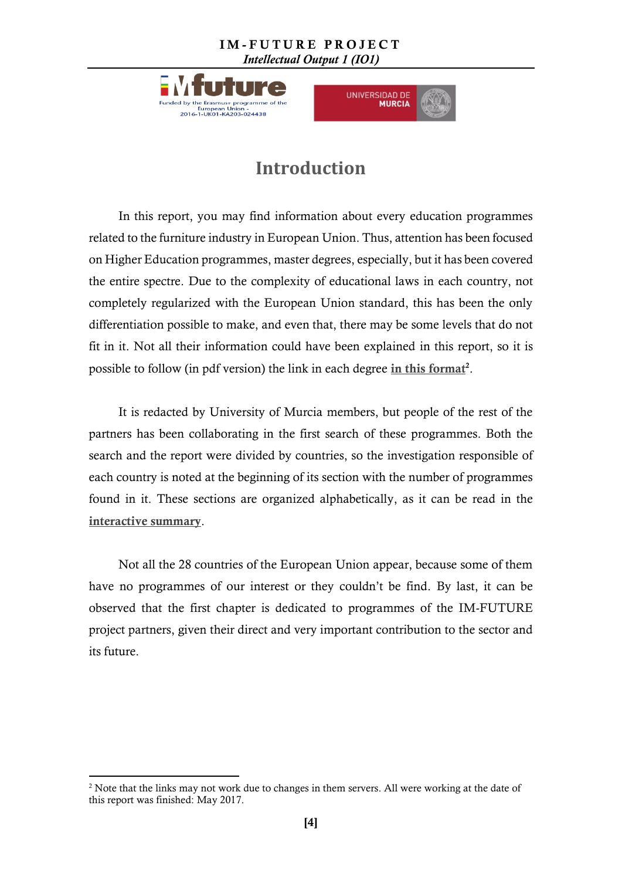# Introduction

In this report, you may find information about every education programmes related to the furniture industry in European Union. Thus, attention has been focused on Higher Education programmes, master degrees, especially, but it has been covered the entire spectre. Due to the complexity of educational laws in each country, not completely regularized with the European Union standard, this has been the only differentiation possible to make, and even that, there may be some levels that do not fit in it. Not all their information could have been explained in this report, so it is possible to follow (in pdf version) the link in each degree **in this format**[2].

It is redacted by University of Murcia members, but people of the rest of the partners has been collaborating in the first search of these programmes. Both the search and the report were divided by countries, so the investigation responsible of each country is noted at the beginning of its section with the number of programmes found in it. These sections are organized alphabetically, as it can be read in the **interactive summary**.

Not all the 28 countries of the European Union appear, because some of them have no programmes of our interest or they couldn't be find. By last, it can be observed that the first chapter is dedicated to programmes of the IM-FUTURE project partners, given their direct and very important contribution to the sector and its future.

---

[2] Note that the links may not work due to changes in them servers. All were working at the date of this report was finished: May 2017.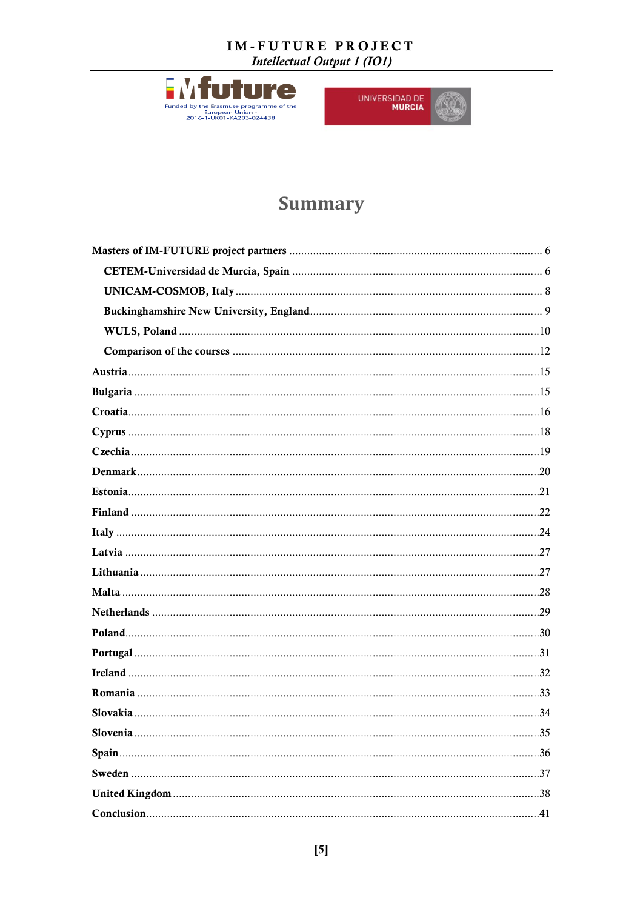# Summary

Masters of IM-FUTURE project partners ........ 6

- CETEM-Universidad de Murcia, Spain ........ 6
- UNICAM-COSMOB, Italy ........ 8
- Buckinghamshire New University, England ........ 9
- WULS, Poland ........ 10
- Comparison of the courses ........ 12

Austria ........ 15

Bulgaria ........ 15

Croatia ........ 16

Cyprus ........ 18

Czechia ........ 19

Denmark ........ 20

Estonia ........ 21

Finland ........ 22

Italy ........ 24

Latvia ........ 27

Lithuania ........ 27

Malta ........ 28

Netherlands ........ 29

Poland ........ 30

Portugal ........ 31

Ireland ........ 32

Romania ........ 33

Slovakia ........ 34

Slovenia ........ 35

Spain ........ 36

Sweden ........ 37

United Kingdom ........ 38

Conclusion ........ 41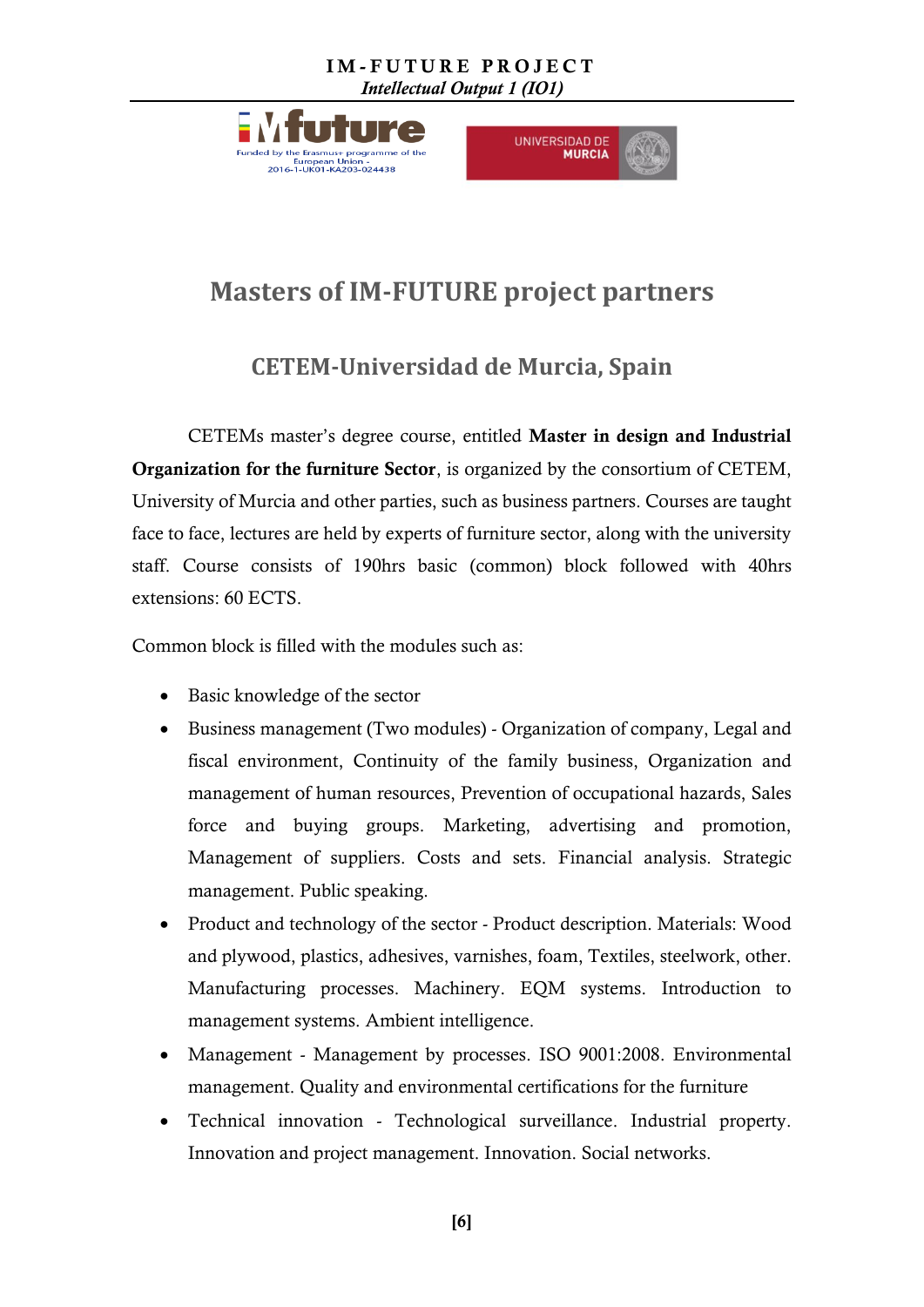# Masters of IM-FUTURE project partners

## CETEM-Universidad de Murcia, Spain

CETEMs master's degree course, entitled **Master in design and Industrial Organization for the furniture Sector**, is organized by the consortium of CETEM, University of Murcia and other parties, such as business partners. Courses are taught face to face, lectures are held by experts of furniture sector, along with the university staff. Course consists of 190hrs basic (common) block followed with 40hrs extensions: 60 ECTS.

Common block is filled with the modules such as:

- Basic knowledge of the sector
- Business management (Two modules) - Organization of company, Legal and fiscal environment, Continuity of the family business, Organization and management of human resources, Prevention of occupational hazards, Sales force and buying groups. Marketing, advertising and promotion, Management of suppliers. Costs and sets. Financial analysis. Strategic management. Public speaking.
- Product and technology of the sector - Product description. Materials: Wood and plywood, plastics, adhesives, varnishes, foam, Textiles, steelwork, other. Manufacturing processes. Machinery. EQM systems. Introduction to management systems. Ambient intelligence.
- Management - Management by processes. ISO 9001:2008. Environmental management. Quality and environmental certifications for the furniture
- Technical innovation - Technological surveillance. Industrial property. Innovation and project management. Innovation. Social networks.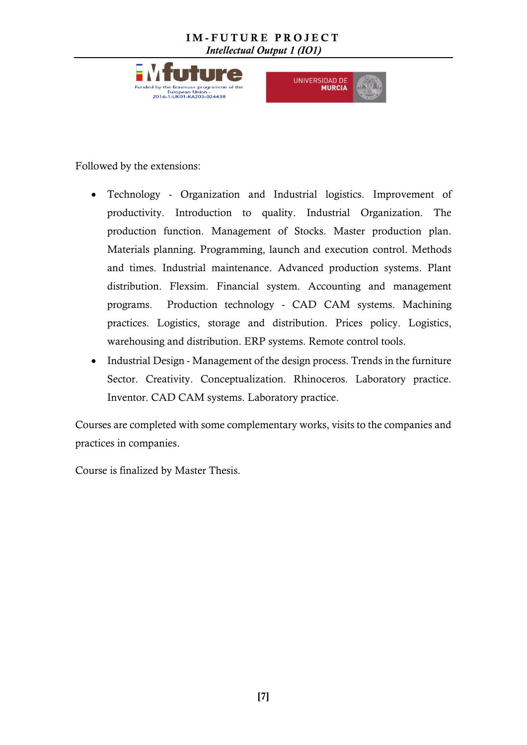Followed by the extensions:

- Technology - Organization and Industrial logistics. Improvement of productivity. Introduction to quality. Industrial Organization. The production function. Management of Stocks. Master production plan. Materials planning. Programming, launch and execution control. Methods and times. Industrial maintenance. Advanced production systems. Plant distribution. Flexsim. Financial system. Accounting and management programs. Production technology - CAD CAM systems. Machining practices. Logistics, storage and distribution. Prices policy. Logistics, warehousing and distribution. ERP systems. Remote control tools.
- Industrial Design - Management of the design process. Trends in the furniture Sector. Creativity. Conceptualization. Rhinoceros. Laboratory practice. Inventor. CAD CAM systems. Laboratory practice.

Courses are completed with some complementary works, visits to the companies and practices in companies.

Course is finalized by Master Thesis.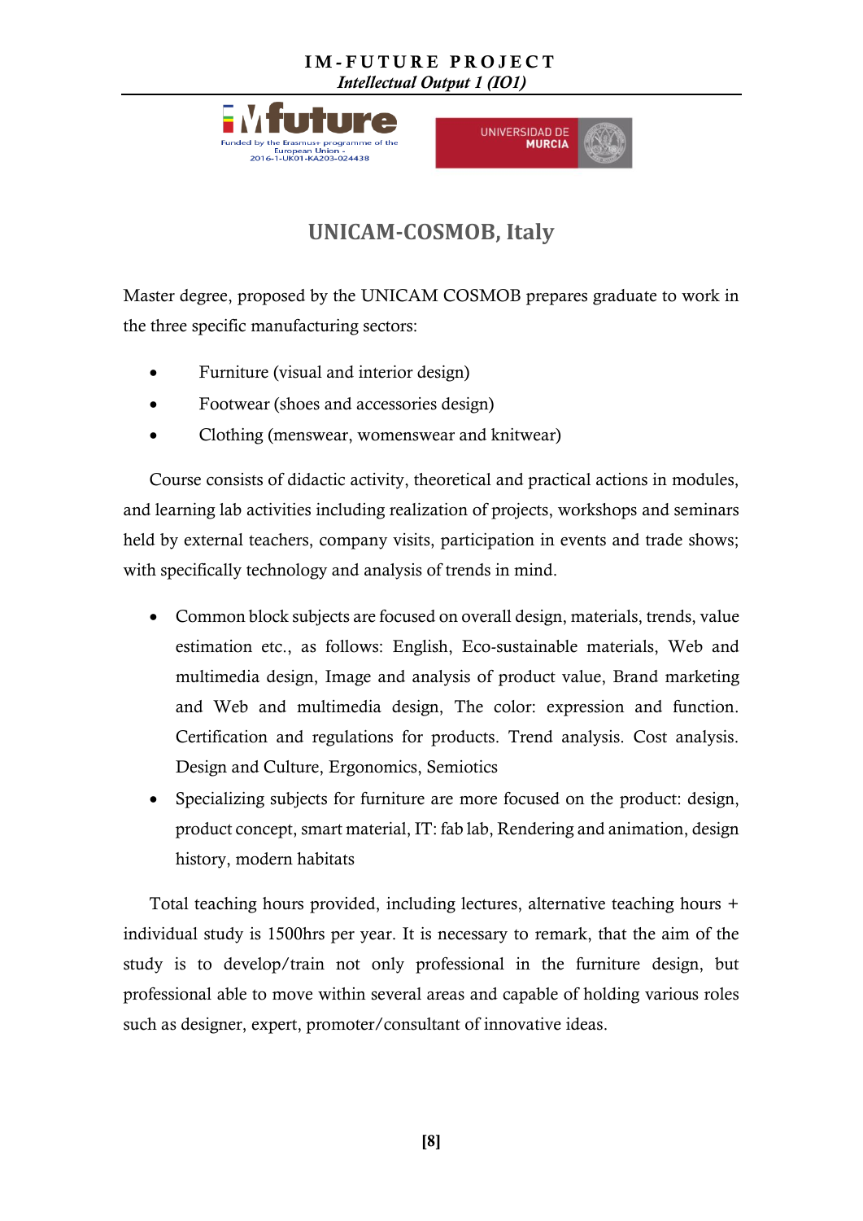## UNICAM-COSMOB, Italy

Master degree, proposed by the UNICAM COSMOB prepares graduate to work in the three specific manufacturing sectors:

- Furniture (visual and interior design)
- Footwear (shoes and accessories design)
- Clothing (menswear, womenswear and knitwear)

Course consists of didactic activity, theoretical and practical actions in modules, and learning lab activities including realization of projects, workshops and seminars held by external teachers, company visits, participation in events and trade shows; with specifically technology and analysis of trends in mind.

- Common block subjects are focused on overall design, materials, trends, value estimation etc., as follows: English, Eco-sustainable materials, Web and multimedia design, Image and analysis of product value, Brand marketing and Web and multimedia design, The color: expression and function. Certification and regulations for products. Trend analysis. Cost analysis. Design and Culture, Ergonomics, Semiotics
- Specializing subjects for furniture are more focused on the product: design, product concept, smart material, IT: fab lab, Rendering and animation, design history, modern habitats

Total teaching hours provided, including lectures, alternative teaching hours + individual study is 1500hrs per year. It is necessary to remark, that the aim of the study is to develop/train not only professional in the furniture design, but professional able to move within several areas and capable of holding various roles such as designer, expert, promoter/consultant of innovative ideas.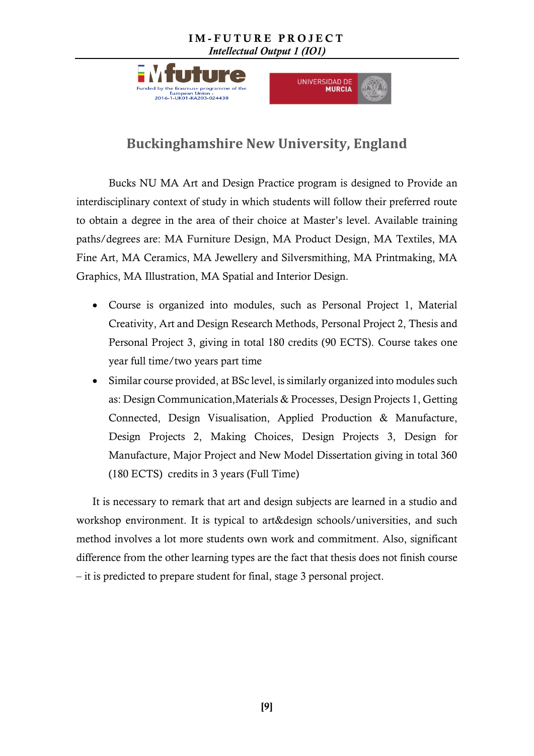## Buckinghamshire New University, England

Bucks NU MA Art and Design Practice program is designed to Provide an interdisciplinary context of study in which students will follow their preferred route to obtain a degree in the area of their choice at Master's level. Available training paths/degrees are: MA Furniture Design, MA Product Design, MA Textiles, MA Fine Art, MA Ceramics, MA Jewellery and Silversmithing, MA Printmaking, MA Graphics, MA Illustration, MA Spatial and Interior Design.

- Course is organized into modules, such as Personal Project 1, Material Creativity, Art and Design Research Methods, Personal Project 2, Thesis and Personal Project 3, giving in total 180 credits (90 ECTS). Course takes one year full time/two years part time
- Similar course provided, at BSc level, is similarly organized into modules such as: Design Communication,Materials & Processes, Design Projects 1, Getting Connected, Design Visualisation, Applied Production & Manufacture, Design Projects 2, Making Choices, Design Projects 3, Design for Manufacture, Major Project and New Model Dissertation giving in total 360 (180 ECTS) credits in 3 years (Full Time)

It is necessary to remark that art and design subjects are learned in a studio and workshop environment. It is typical to art&design schools/universities, and such method involves a lot more students own work and commitment. Also, significant difference from the other learning types are the fact that thesis does not finish course – it is predicted to prepare student for final, stage 3 personal project.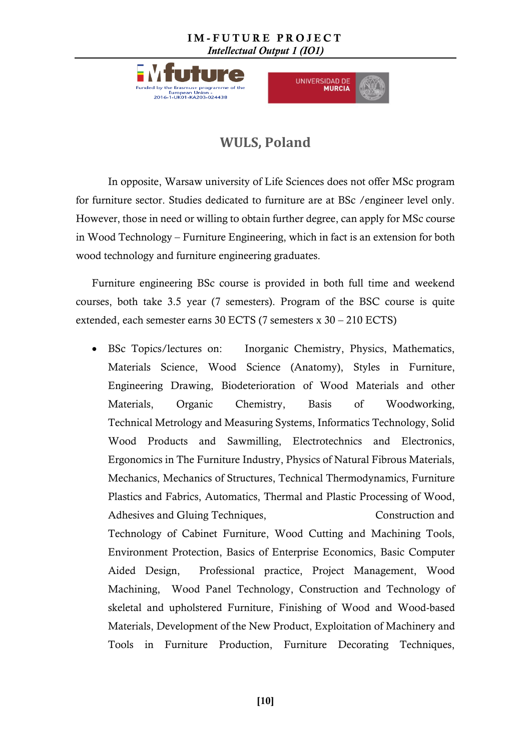## WULS, Poland

In opposite, Warsaw university of Life Sciences does not offer MSc program for furniture sector. Studies dedicated to furniture are at BSc /engineer level only. However, those in need or willing to obtain further degree, can apply for MSc course in Wood Technology – Furniture Engineering, which in fact is an extension for both wood technology and furniture engineering graduates.

Furniture engineering BSc course is provided in both full time and weekend courses, both take 3.5 year (7 semesters). Program of the BSC course is quite extended, each semester earns 30 ECTS (7 semesters x 30 – 210 ECTS)

- BSc Topics/lectures on: Inorganic Chemistry, Physics, Mathematics, Materials Science, Wood Science (Anatomy), Styles in Furniture, Engineering Drawing, Biodeterioration of Wood Materials and other Materials, Organic Chemistry, Basis of Woodworking, Technical Metrology and Measuring Systems, Informatics Technology, Solid Wood Products and Sawmilling, Electrotechnics and Electronics, Ergonomics in The Furniture Industry, Physics of Natural Fibrous Materials, Mechanics, Mechanics of Structures, Technical Thermodynamics, Furniture Plastics and Fabrics, Automatics, Thermal and Plastic Processing of Wood, Adhesives and Gluing Techniques, Construction and Technology of Cabinet Furniture, Wood Cutting and Machining Tools, Environment Protection, Basics of Enterprise Economics, Basic Computer Aided Design, Professional practice, Project Management, Wood Machining, Wood Panel Technology, Construction and Technology of skeletal and upholstered Furniture, Finishing of Wood and Wood-based Materials, Development of the New Product, Exploitation of Machinery and Tools in Furniture Production, Furniture Decorating Techniques,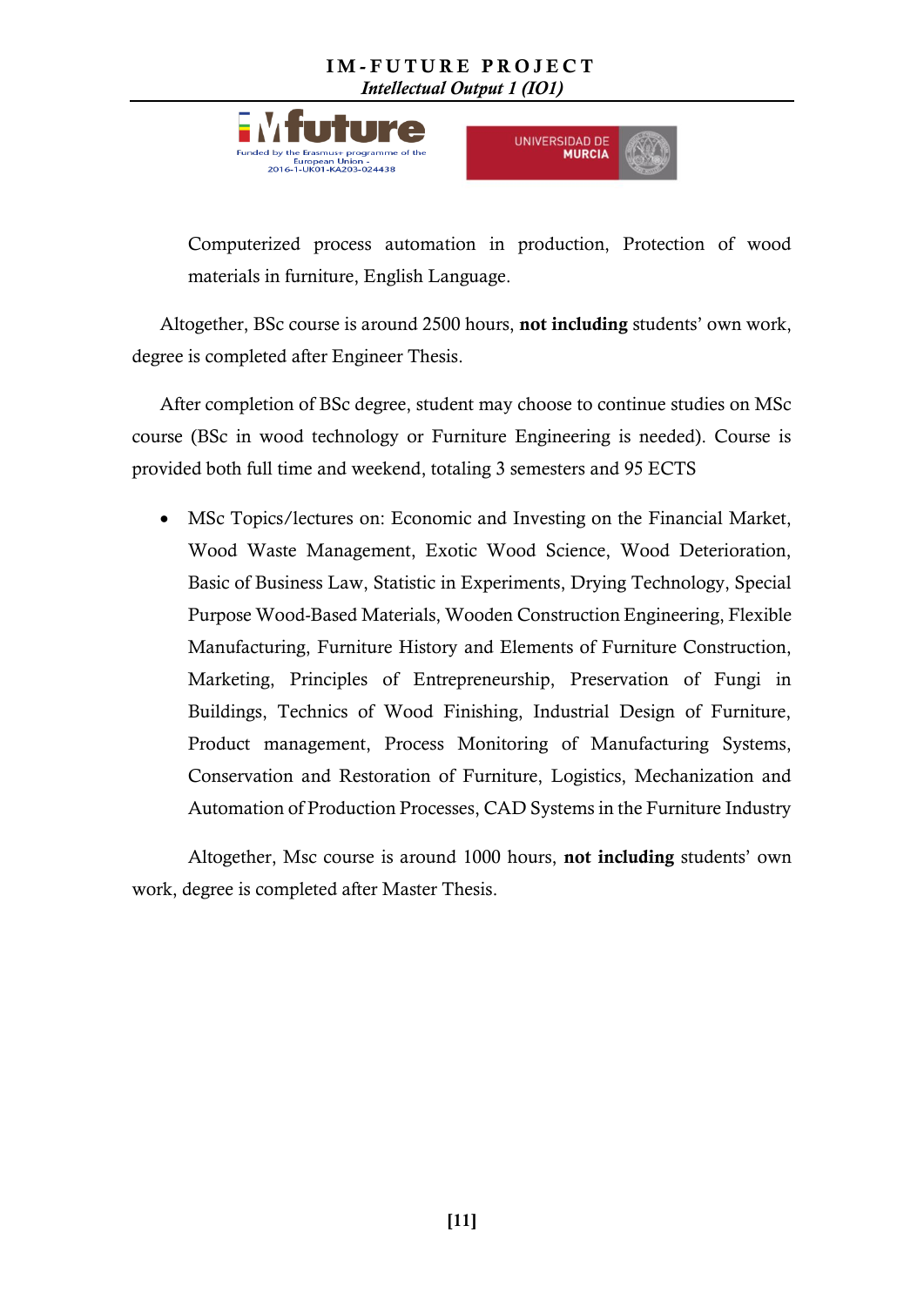Computerized process automation in production, Protection of wood materials in furniture, English Language.

Altogether, BSc course is around 2500 hours, **not including** students' own work, degree is completed after Engineer Thesis.

After completion of BSc degree, student may choose to continue studies on MSc course (BSc in wood technology or Furniture Engineering is needed). Course is provided both full time and weekend, totaling 3 semesters and 95 ECTS

- MSc Topics/lectures on: Economic and Investing on the Financial Market, Wood Waste Management, Exotic Wood Science, Wood Deterioration, Basic of Business Law, Statistic in Experiments, Drying Technology, Special Purpose Wood-Based Materials, Wooden Construction Engineering, Flexible Manufacturing, Furniture History and Elements of Furniture Construction, Marketing, Principles of Entrepreneurship, Preservation of Fungi in Buildings, Technics of Wood Finishing, Industrial Design of Furniture, Product management, Process Monitoring of Manufacturing Systems, Conservation and Restoration of Furniture, Logistics, Mechanization and Automation of Production Processes, CAD Systems in the Furniture Industry

Altogether, Msc course is around 1000 hours, **not including** students' own work, degree is completed after Master Thesis.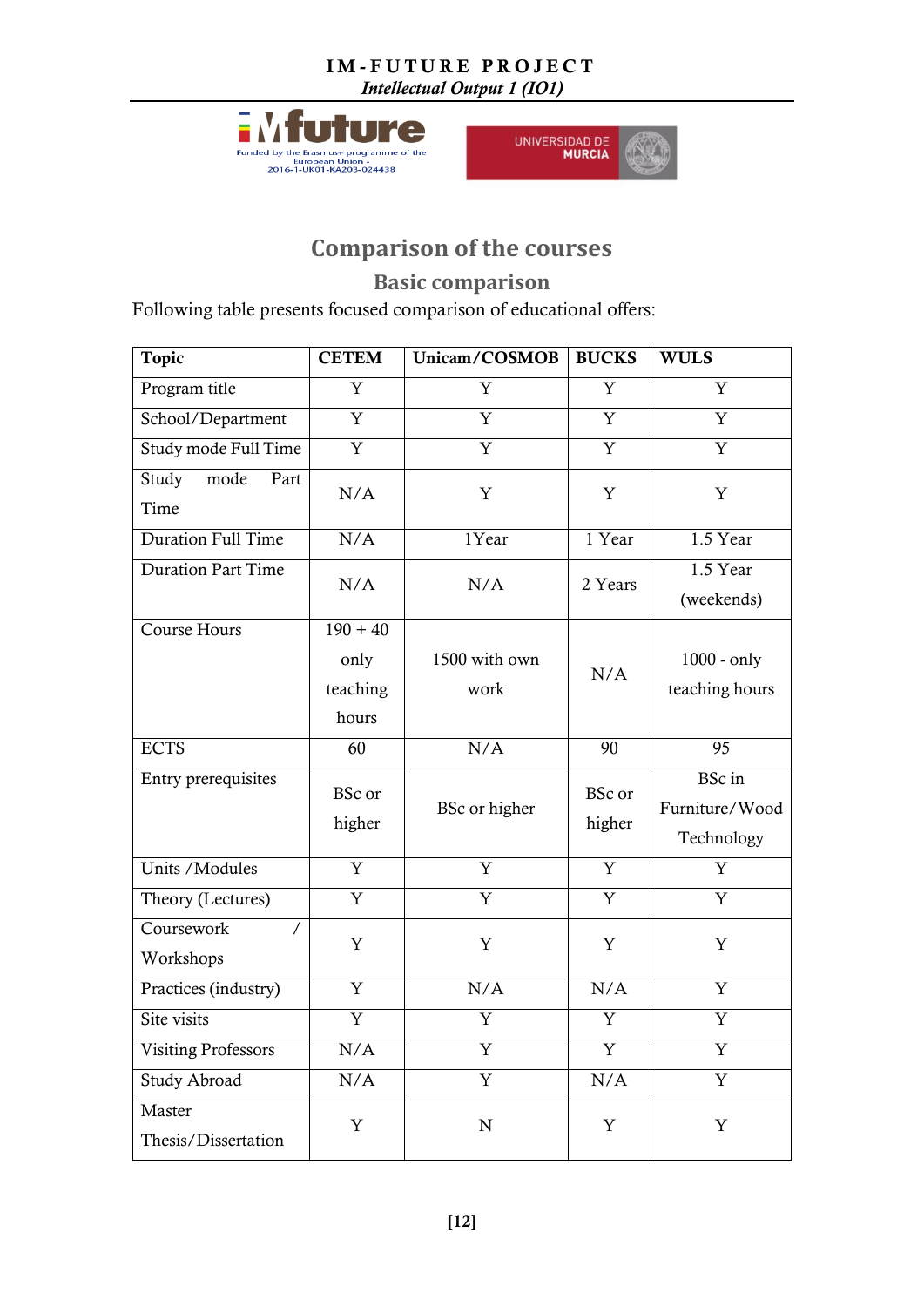## Comparison of the courses

### Basic comparison

Following table presents focused comparison of educational offers:

| Topic | CETEM | Unicam/COSMOB | BUCKS | WULS |
|---|---|---|---|---|
| Program title | Y | Y | Y | Y |
| School/Department | Y | Y | Y | Y |
| Study mode Full Time | Y | Y | Y | Y |
| Study mode Part Time | N/A | Y | Y | Y |
| Duration Full Time | N/A | 1Year | 1 Year | 1.5 Year |
| Duration Part Time | N/A | N/A | 2 Years | 1.5 Year (weekends) |
| Course Hours | 190 + 40 only teaching hours | 1500 with own work | N/A | 1000 - only teaching hours |
| ECTS | 60 | N/A | 90 | 95 |
| Entry prerequisites | BSc or higher | BSc or higher | BSc or higher | BSc in Furniture/Wood Technology |
| Units /Modules | Y | Y | Y | Y |
| Theory (Lectures) | Y | Y | Y | Y |
| Coursework / Workshops | Y | Y | Y | Y |
| Practices (industry) | Y | N/A | N/A | Y |
| Site visits | Y | Y | Y | Y |
| Visiting Professors | N/A | Y | Y | Y |
| Study Abroad | N/A | Y | N/A | Y |
| Master Thesis/Dissertation | Y | N | Y | Y |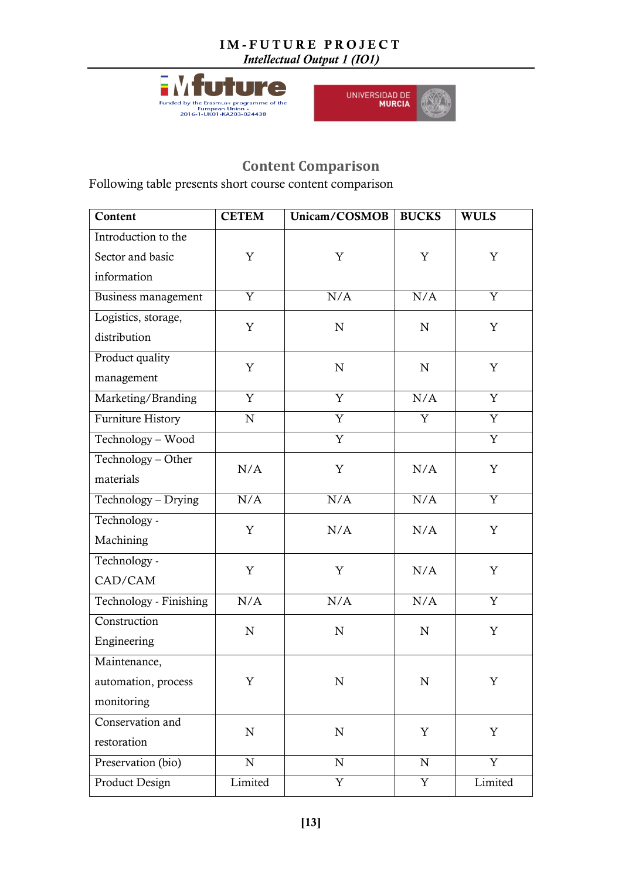## Content Comparison

Following table presents short course content comparison

| Content | CETEM | Unicam/COSMOB | BUCKS | WULS |
|---|---|---|---|---|
| Introduction to the Sector and basic information | Y | Y | Y | Y |
| Business management | Y | N/A | N/A | Y |
| Logistics, storage, distribution | Y | N | N | Y |
| Product quality management | Y | N | N | Y |
| Marketing/Branding | Y | Y | N/A | Y |
| Furniture History | N | Y | Y | Y |
| Technology – Wood | | Y | | Y |
| Technology – Other materials | N/A | Y | N/A | Y |
| Technology – Drying | N/A | N/A | N/A | Y |
| Technology - Machining | Y | N/A | N/A | Y |
| Technology - CAD/CAM | Y | Y | N/A | Y |
| Technology - Finishing | N/A | N/A | N/A | Y |
| Construction Engineering | N | N | N | Y |
| Maintenance, automation, process monitoring | Y | N | N | Y |
| Conservation and restoration | N | N | Y | Y |
| Preservation (bio) | N | N | N | Y |
| Product Design | Limited | Y | Y | Limited |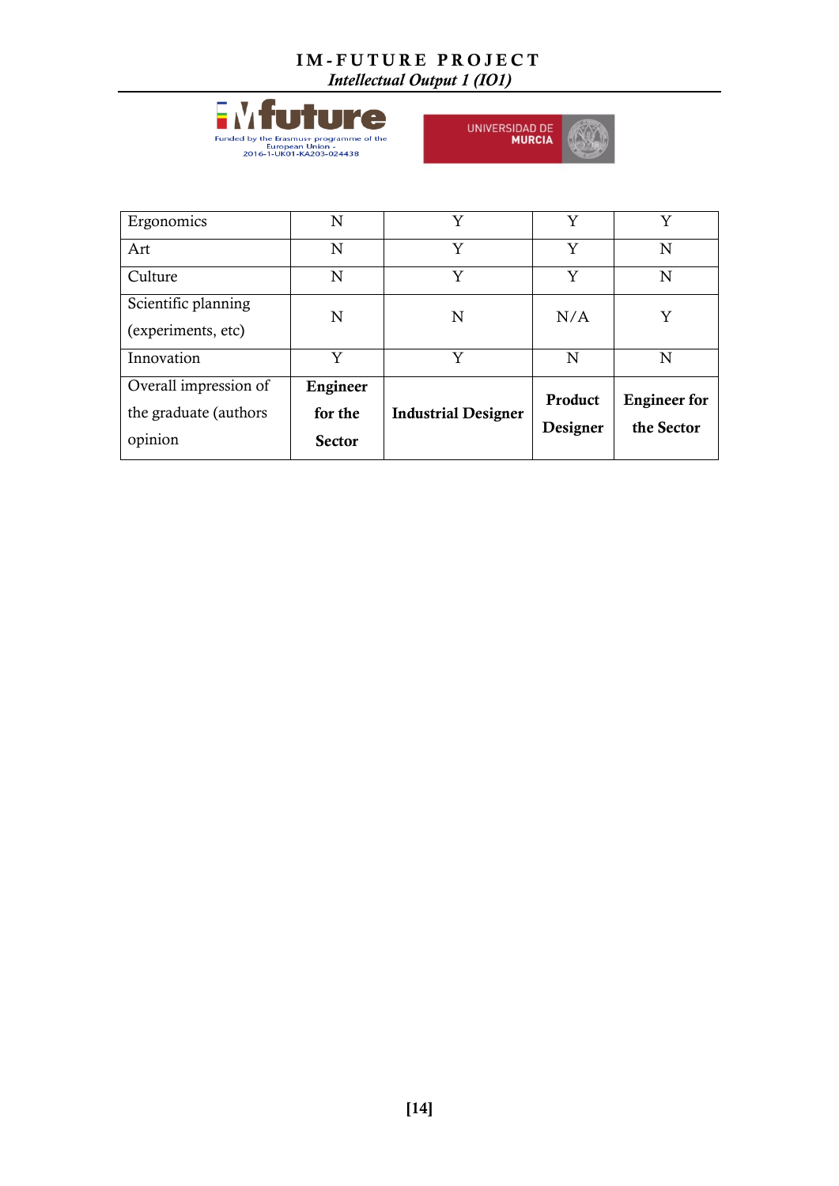| | | | | |
|---|---|---|---|---|
| Ergonomics | N | Y | Y | Y |
| Art | N | Y | Y | N |
| Culture | N | Y | Y | N |
| Scientific planning (experiments, etc) | N | N | N/A | Y |
| Innovation | Y | Y | N | N |
| Overall impression of the graduate (authors opinion | **Engineer for the Sector** | **Industrial Designer** | **Product Designer** | **Engineer for the Sector** |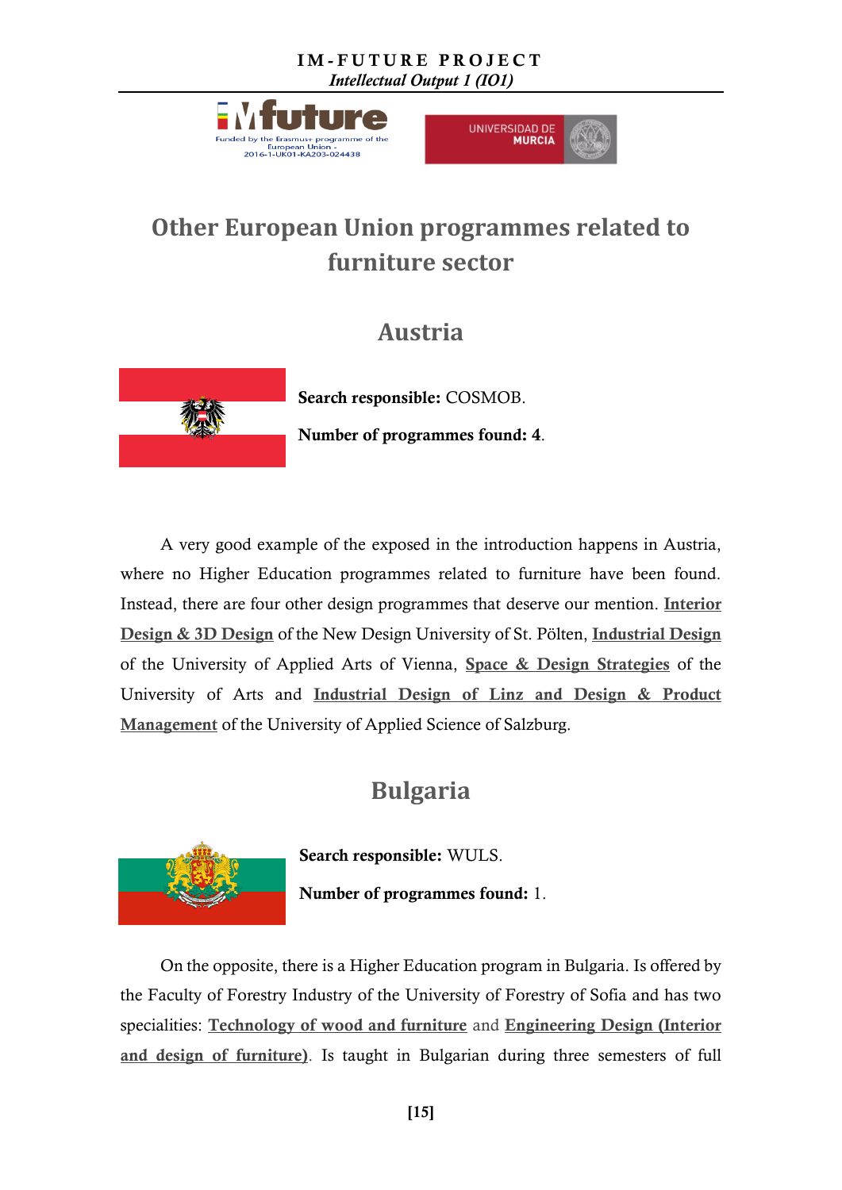# Other European Union programmes related to furniture sector

## Austria

**Search responsible:** COSMOB.

**Number of programmes found: 4**.

A very good example of the exposed in the introduction happens in Austria, where no Higher Education programmes related to furniture have been found. Instead, there are four other design programmes that deserve our mention. **Interior Design & 3D Design** of the New Design University of St. Pölten, **Industrial Design** of the University of Applied Arts of Vienna, **Space & Design Strategies** of the University of Arts and **Industrial Design of Linz and Design & Product Management** of the University of Applied Science of Salzburg.

## Bulgaria

**Search responsible:** WULS.

**Number of programmes found:** 1.

On the opposite, there is a Higher Education program in Bulgaria. Is offered by the Faculty of Forestry Industry of the University of Forestry of Sofia and has two specialities: **Technology of wood and furniture** and **Engineering Design (Interior and design of furniture)**. Is taught in Bulgarian during three semesters of full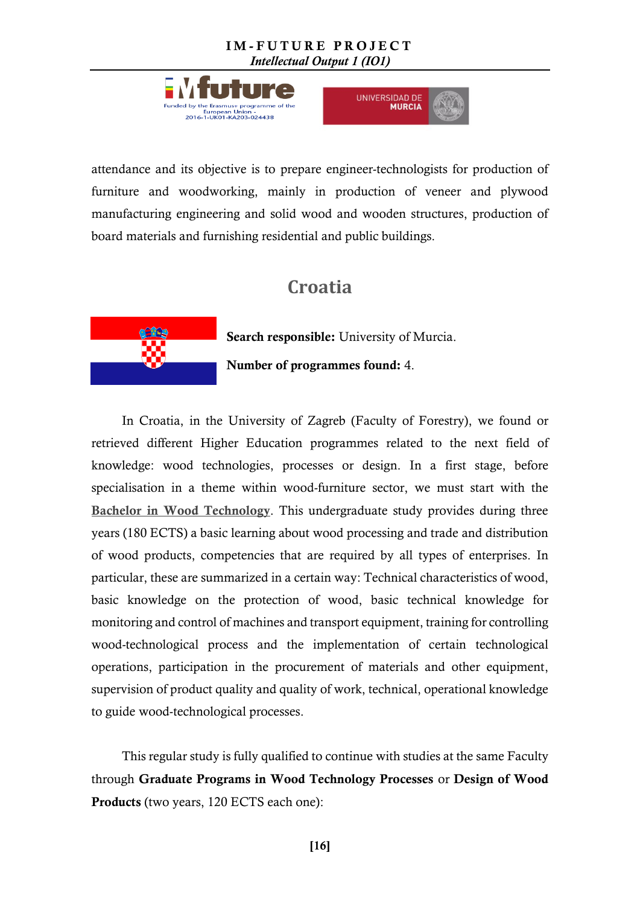attendance and its objective is to prepare engineer-technologists for production of furniture and woodworking, mainly in production of veneer and plywood manufacturing engineering and solid wood and wooden structures, production of board materials and furnishing residential and public buildings.

## Croatia

**Search responsible:** University of Murcia.

**Number of programmes found:** 4.

In Croatia, in the University of Zagreb (Faculty of Forestry), we found or retrieved different Higher Education programmes related to the next field of knowledge: wood technologies, processes or design. In a first stage, before specialisation in a theme within wood-furniture sector, we must start with the **Bachelor in Wood Technology**. This undergraduate study provides during three years (180 ECTS) a basic learning about wood processing and trade and distribution of wood products, competencies that are required by all types of enterprises. In particular, these are summarized in a certain way: Technical characteristics of wood, basic knowledge on the protection of wood, basic technical knowledge for monitoring and control of machines and transport equipment, training for controlling wood-technological process and the implementation of certain technological operations, participation in the procurement of materials and other equipment, supervision of product quality and quality of work, technical, operational knowledge to guide wood-technological processes.

This regular study is fully qualified to continue with studies at the same Faculty through **Graduate Programs in Wood Technology Processes** or **Design of Wood Products** (two years, 120 ECTS each one):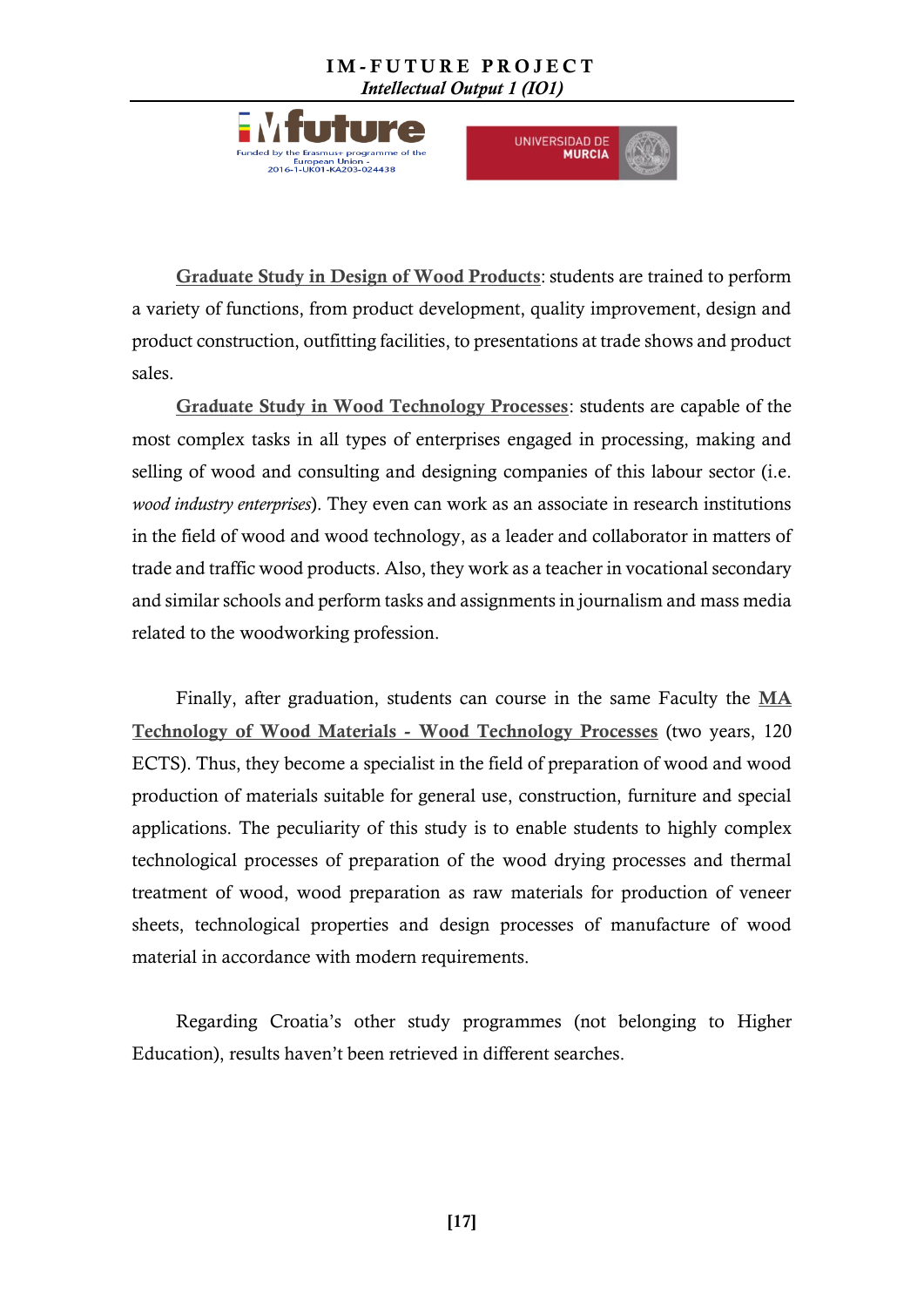**Graduate Study in Design of Wood Products**: students are trained to perform a variety of functions, from product development, quality improvement, design and product construction, outfitting facilities, to presentations at trade shows and product sales.

**Graduate Study in Wood Technology Processes**: students are capable of the most complex tasks in all types of enterprises engaged in processing, making and selling of wood and consulting and designing companies of this labour sector (i.e. *wood industry enterprises*). They even can work as an associate in research institutions in the field of wood and wood technology, as a leader and collaborator in matters of trade and traffic wood products. Also, they work as a teacher in vocational secondary and similar schools and perform tasks and assignments in journalism and mass media related to the woodworking profession.

Finally, after graduation, students can course in the same Faculty the **MA Technology of Wood Materials - Wood Technology Processes** (two years, 120 ECTS). Thus, they become a specialist in the field of preparation of wood and wood production of materials suitable for general use, construction, furniture and special applications. The peculiarity of this study is to enable students to highly complex technological processes of preparation of the wood drying processes and thermal treatment of wood, wood preparation as raw materials for production of veneer sheets, technological properties and design processes of manufacture of wood material in accordance with modern requirements.

Regarding Croatia's other study programmes (not belonging to Higher Education), results haven't been retrieved in different searches.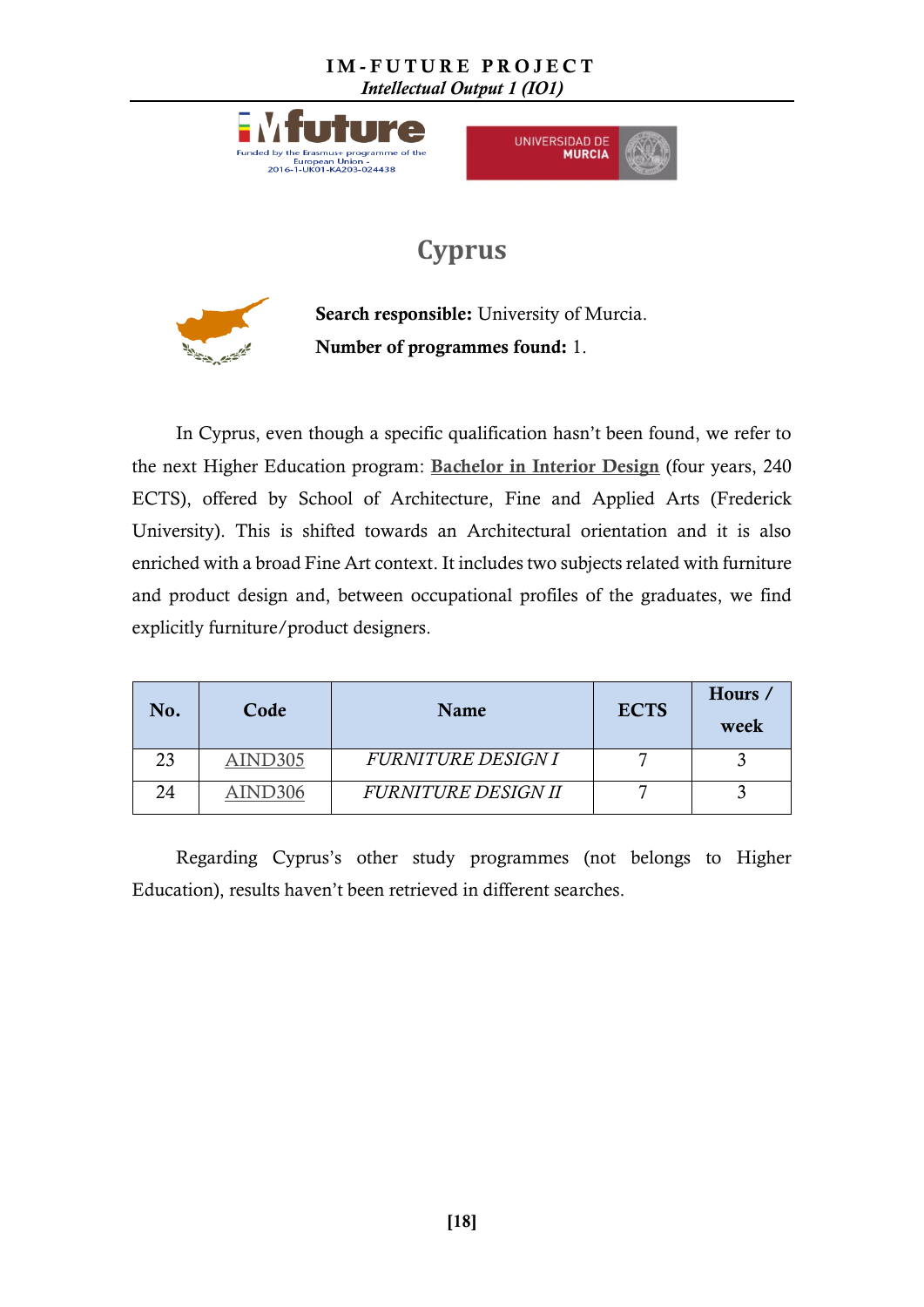# Cyprus

**Search responsible:** University of Murcia.

**Number of programmes found:** 1.

In Cyprus, even though a specific qualification hasn't been found, we refer to the next Higher Education program: **Bachelor in Interior Design** (four years, 240 ECTS), offered by School of Architecture, Fine and Applied Arts (Frederick University). This is shifted towards an Architectural orientation and it is also enriched with a broad Fine Art context. It includes two subjects related with furniture and product design and, between occupational profiles of the graduates, we find explicitly furniture/product designers.

| No. | Code | Name | ECTS | Hours / week |
|---|---|---|---|---|
| 23 | AIND305 | *FURNITURE DESIGN I* | 7 | 3 |
| 24 | AIND306 | *FURNITURE DESIGN II* | 7 | 3 |

Regarding Cyprus's other study programmes (not belongs to Higher Education), results haven't been retrieved in different searches.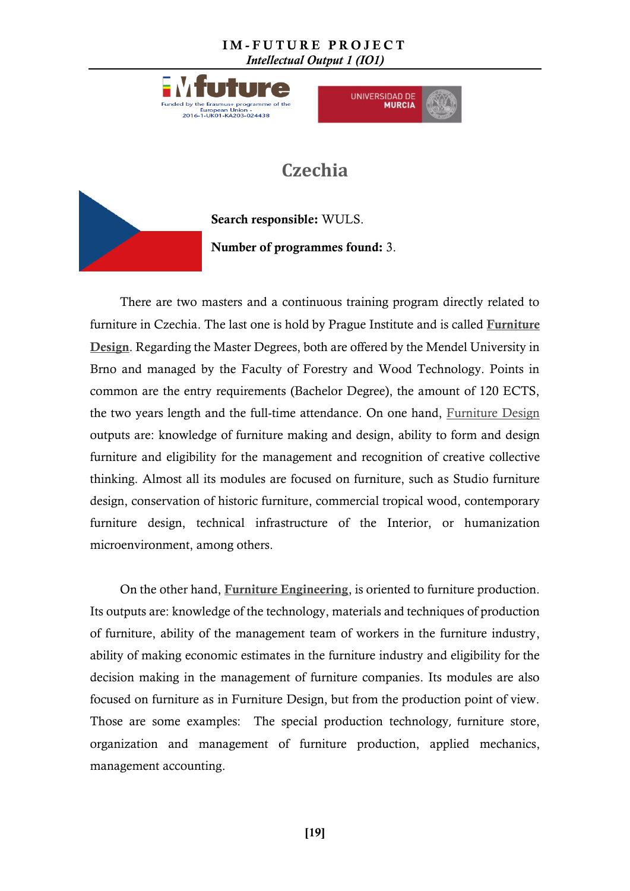## Czechia

**Search responsible:** WULS.

**Number of programmes found:** 3.

There are two masters and a continuous training program directly related to furniture in Czechia. The last one is hold by Prague Institute and is called **Furniture Design**. Regarding the Master Degrees, both are offered by the Mendel University in Brno and managed by the Faculty of Forestry and Wood Technology. Points in common are the entry requirements (Bachelor Degree), the amount of 120 ECTS, the two years length and the full-time attendance. On one hand, Furniture Design outputs are: knowledge of furniture making and design, ability to form and design furniture and eligibility for the management and recognition of creative collective thinking. Almost all its modules are focused on furniture, such as Studio furniture design, conservation of historic furniture, commercial tropical wood, contemporary furniture design, technical infrastructure of the Interior, or humanization microenvironment, among others.

On the other hand, **Furniture Engineering**, is oriented to furniture production. Its outputs are: knowledge of the technology, materials and techniques of production of furniture, ability of the management team of workers in the furniture industry, ability of making economic estimates in the furniture industry and eligibility for the decision making in the management of furniture companies. Its modules are also focused on furniture as in Furniture Design, but from the production point of view. Those are some examples: The special production technology, furniture store, organization and management of furniture production, applied mechanics, management accounting.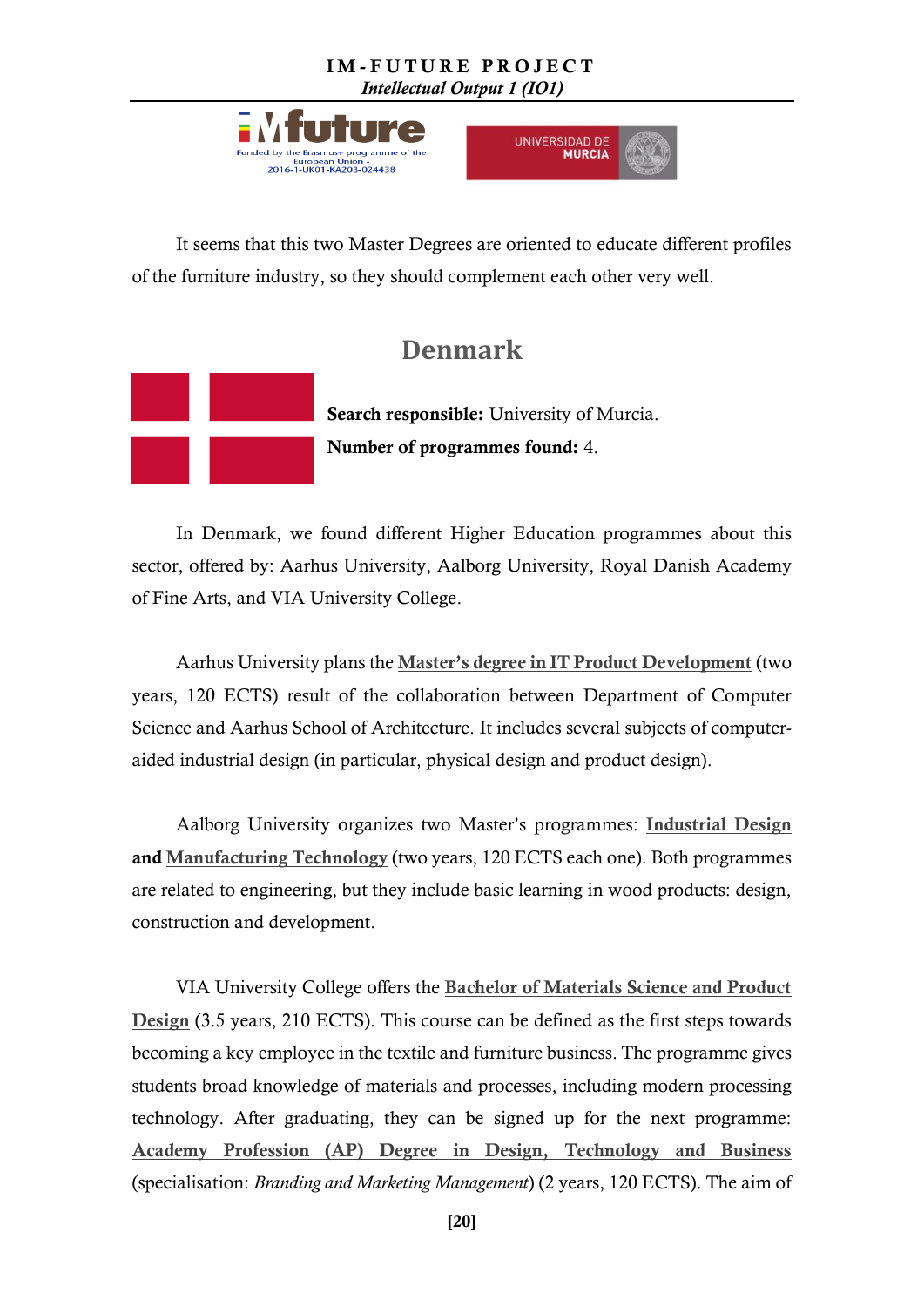It seems that this two Master Degrees are oriented to educate different profiles of the furniture industry, so they should complement each other very well.

## Denmark

**Search responsible:** University of Murcia.

**Number of programmes found:** 4.

In Denmark, we found different Higher Education programmes about this sector, offered by: Aarhus University, Aalborg University, Royal Danish Academy of Fine Arts, and VIA University College.

Aarhus University plans the **Master's degree in IT Product Development** (two years, 120 ECTS) result of the collaboration between Department of Computer Science and Aarhus School of Architecture. It includes several subjects of computer-aided industrial design (in particular, physical design and product design).

Aalborg University organizes two Master's programmes: **Industrial Design and Manufacturing Technology** (two years, 120 ECTS each one). Both programmes are related to engineering, but they include basic learning in wood products: design, construction and development.

VIA University College offers the **Bachelor of Materials Science and Product Design** (3.5 years, 210 ECTS). This course can be defined as the first steps towards becoming a key employee in the textile and furniture business. The programme gives students broad knowledge of materials and processes, including modern processing technology. After graduating, they can be signed up for the next programme: **Academy Profession (AP) Degree in Design, Technology and Business** (specialisation: *Branding and Marketing Management*) (2 years, 120 ECTS). The aim of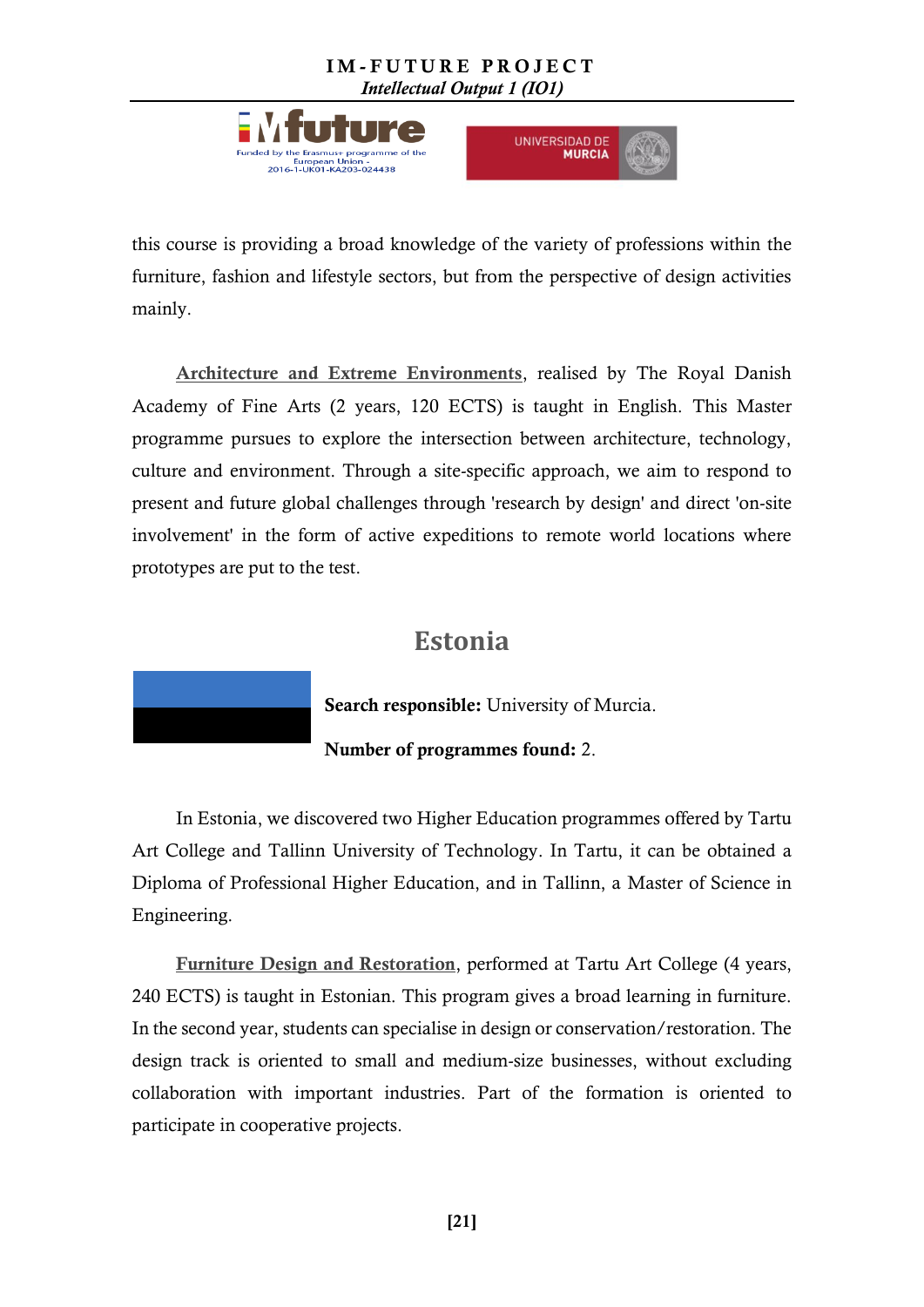this course is providing a broad knowledge of the variety of professions within the furniture, fashion and lifestyle sectors, but from the perspective of design activities mainly.

**Architecture and Extreme Environments**, realised by The Royal Danish Academy of Fine Arts (2 years, 120 ECTS) is taught in English. This Master programme pursues to explore the intersection between architecture, technology, culture and environment. Through a site-specific approach, we aim to respond to present and future global challenges through 'research by design' and direct 'on-site involvement' in the form of active expeditions to remote world locations where prototypes are put to the test.

## Estonia

**Search responsible:** University of Murcia.

**Number of programmes found:** 2.

In Estonia, we discovered two Higher Education programmes offered by Tartu Art College and Tallinn University of Technology. In Tartu, it can be obtained a Diploma of Professional Higher Education, and in Tallinn, a Master of Science in Engineering.

**Furniture Design and Restoration**, performed at Tartu Art College (4 years, 240 ECTS) is taught in Estonian. This program gives a broad learning in furniture. In the second year, students can specialise in design or conservation/restoration. The design track is oriented to small and medium-size businesses, without excluding collaboration with important industries. Part of the formation is oriented to participate in cooperative projects.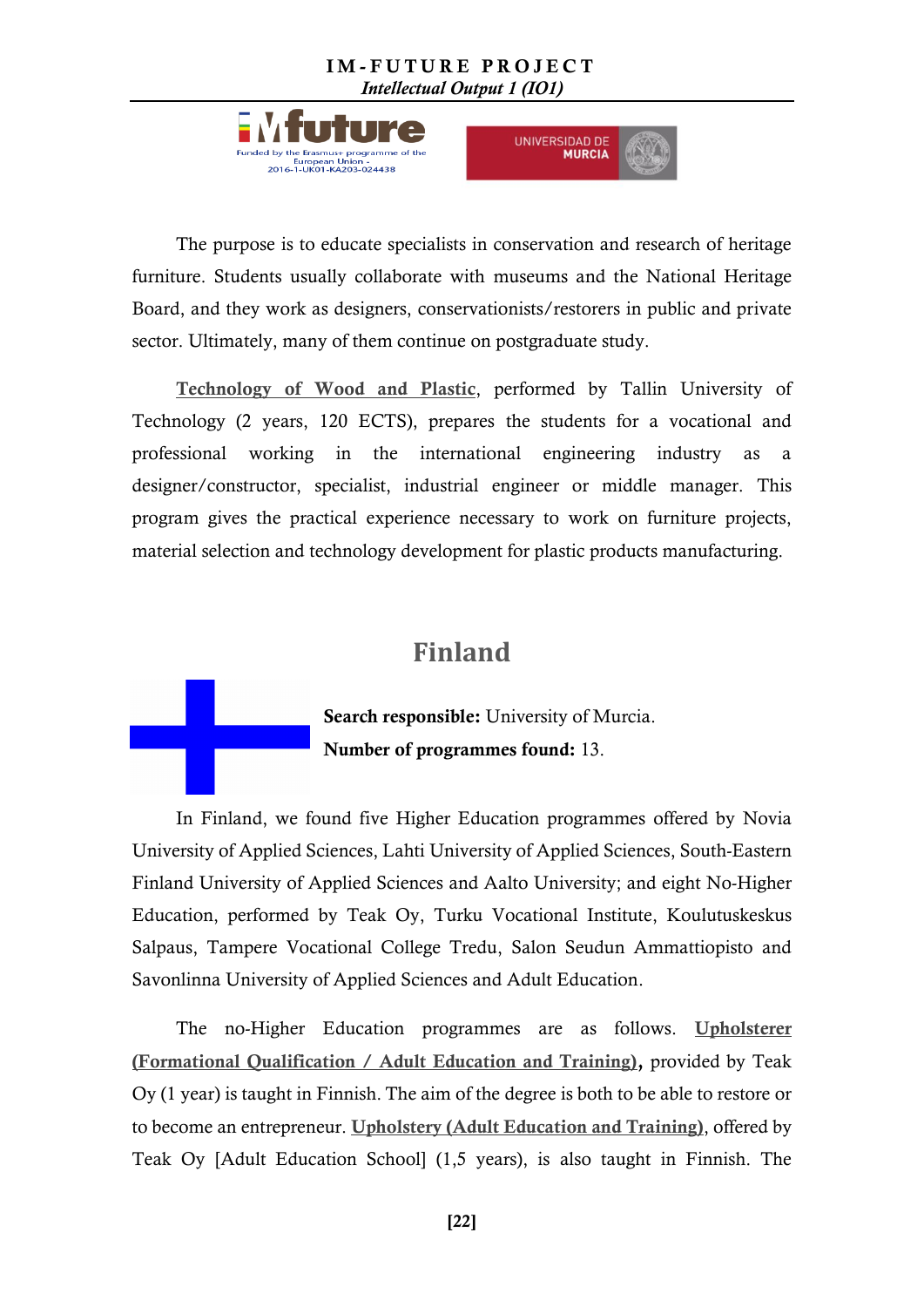The purpose is to educate specialists in conservation and research of heritage furniture. Students usually collaborate with museums and the National Heritage Board, and they work as designers, conservationists/restorers in public and private sector. Ultimately, many of them continue on postgraduate study.

**Technology of Wood and Plastic**, performed by Tallin University of Technology (2 years, 120 ECTS), prepares the students for a vocational and professional working in the international engineering industry as a designer/constructor, specialist, industrial engineer or middle manager. This program gives the practical experience necessary to work on furniture projects, material selection and technology development for plastic products manufacturing.

## Finland

**Search responsible:** University of Murcia.

**Number of programmes found:** 13.

In Finland, we found five Higher Education programmes offered by Novia University of Applied Sciences, Lahti University of Applied Sciences, South-Eastern Finland University of Applied Sciences and Aalto University; and eight No-Higher Education, performed by Teak Oy, Turku Vocational Institute, Koulutuskeskus Salpaus, Tampere Vocational College Tredu, Salon Seudun Ammattiopisto and Savonlinna University of Applied Sciences and Adult Education.

The no-Higher Education programmes are as follows. **Upholsterer (Formational Qualification / Adult Education and Training),** provided by Teak Oy (1 year) is taught in Finnish. The aim of the degree is both to be able to restore or to become an entrepreneur. **Upholstery (Adult Education and Training)**, offered by Teak Oy [Adult Education School] (1,5 years), is also taught in Finnish. The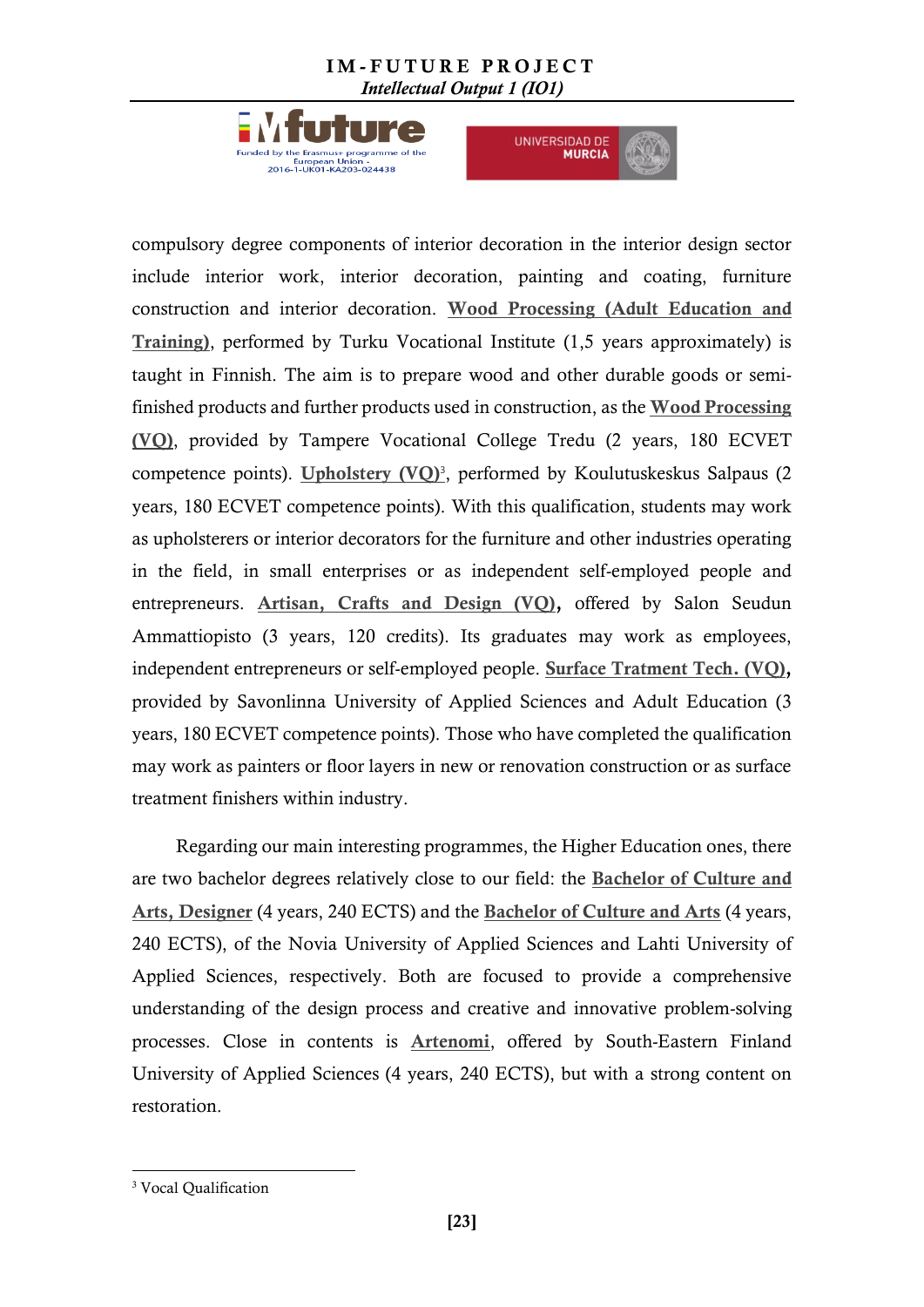compulsory degree components of interior decoration in the interior design sector include interior work, interior decoration, painting and coating, furniture construction and interior decoration. **Wood Processing (Adult Education and Training)**, performed by Turku Vocational Institute (1,5 years approximately) is taught in Finnish. The aim is to prepare wood and other durable goods or semi-finished products and further products used in construction, as the **Wood Processing (VQ)**, provided by Tampere Vocational College Tredu (2 years, 180 ECVET competence points). **Upholstery (VQ)**[3], performed by Koulutuskeskus Salpaus (2 years, 180 ECVET competence points). With this qualification, students may work as upholsterers or interior decorators for the furniture and other industries operating in the field, in small enterprises or as independent self-employed people and entrepreneurs. **Artisan, Crafts and Design (VQ),** offered by Salon Seudun Ammattiopisto (3 years, 120 credits). Its graduates may work as employees, independent entrepreneurs or self-employed people. **Surface Tratment Tech. (VQ),** provided by Savonlinna University of Applied Sciences and Adult Education (3 years, 180 ECVET competence points). Those who have completed the qualification may work as painters or floor layers in new or renovation construction or as surface treatment finishers within industry.

Regarding our main interesting programmes, the Higher Education ones, there are two bachelor degrees relatively close to our field: the **Bachelor of Culture and Arts, Designer** (4 years, 240 ECTS) and the **Bachelor of Culture and Arts** (4 years, 240 ECTS), of the Novia University of Applied Sciences and Lahti University of Applied Sciences, respectively. Both are focused to provide a comprehensive understanding of the design process and creative and innovative problem-solving processes. Close in contents is **Artenomi**, offered by South-Eastern Finland University of Applied Sciences (4 years, 240 ECTS), but with a strong content on restoration.

[3] Vocal Qualification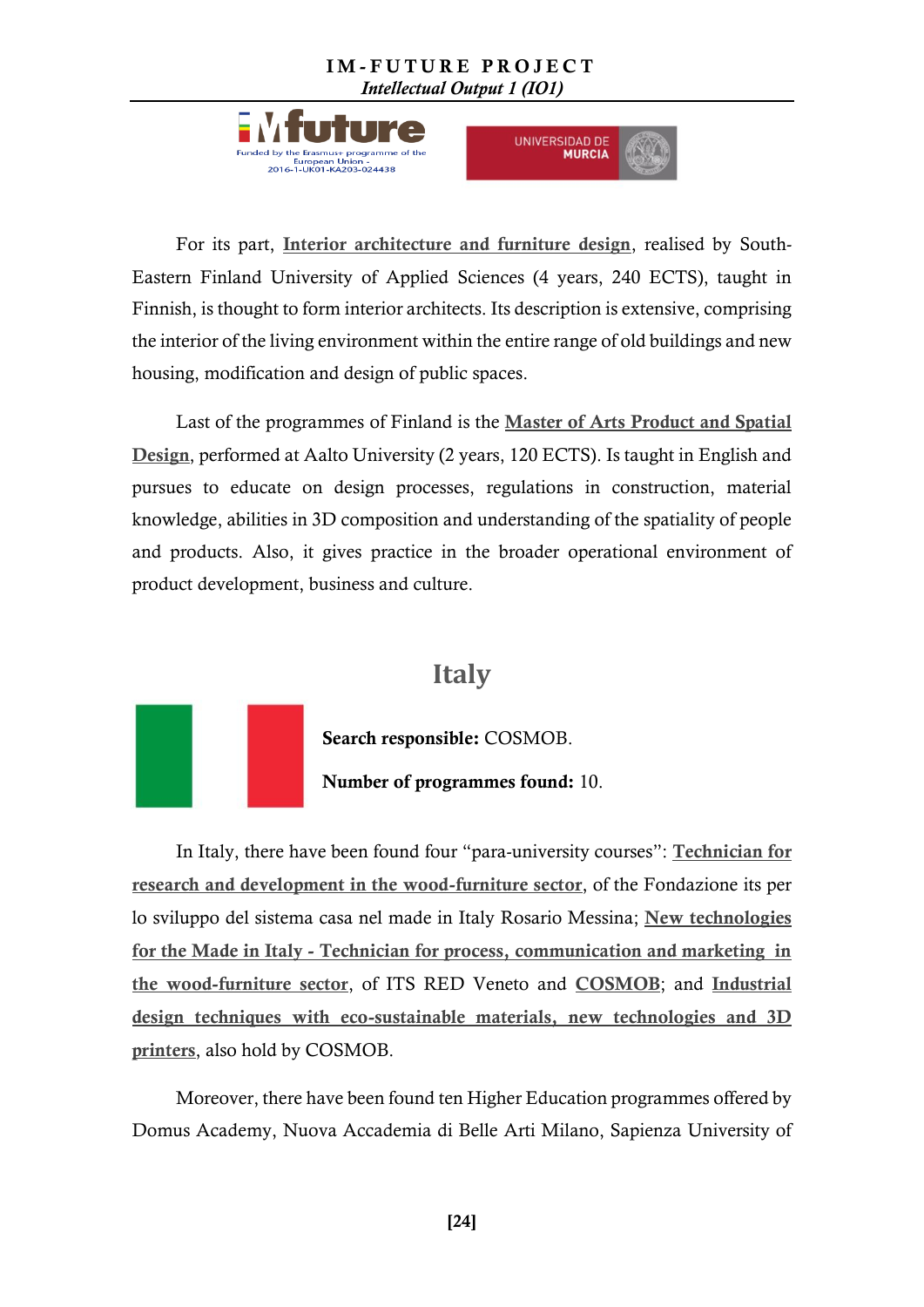For its part, **Interior architecture and furniture design**, realised by South-Eastern Finland University of Applied Sciences (4 years, 240 ECTS), taught in Finnish, is thought to form interior architects. Its description is extensive, comprising the interior of the living environment within the entire range of old buildings and new housing, modification and design of public spaces.

Last of the programmes of Finland is the **Master of Arts Product and Spatial Design**, performed at Aalto University (2 years, 120 ECTS). Is taught in English and pursues to educate on design processes, regulations in construction, material knowledge, abilities in 3D composition and understanding of the spatiality of people and products. Also, it gives practice in the broader operational environment of product development, business and culture.

## Italy

**Search responsible:** COSMOB.

**Number of programmes found:** 10.

In Italy, there have been found four "para-university courses": **Technician for research and development in the wood-furniture sector**, of the Fondazione its per lo sviluppo del sistema casa nel made in Italy Rosario Messina; **New technologies for the Made in Italy - Technician for process, communication and marketing in the wood-furniture sector**, of ITS RED Veneto and **COSMOB**; and **Industrial design techniques with eco-sustainable materials, new technologies and 3D printers**, also hold by COSMOB.

Moreover, there have been found ten Higher Education programmes offered by Domus Academy, Nuova Accademia di Belle Arti Milano, Sapienza University of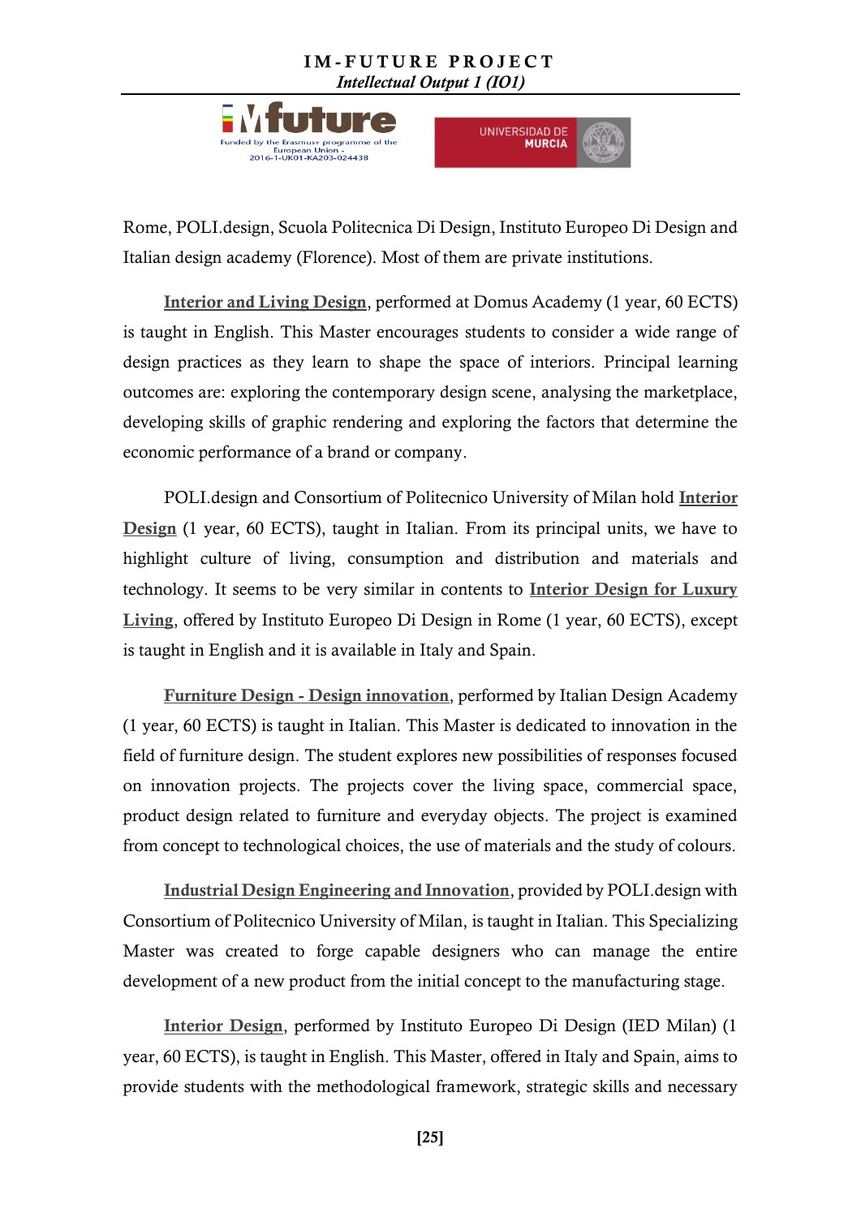Rome, POLI.design, Scuola Politecnica Di Design, Instituto Europeo Di Design and Italian design academy (Florence). Most of them are private institutions.

**Interior and Living Design**, performed at Domus Academy (1 year, 60 ECTS) is taught in English. This Master encourages students to consider a wide range of design practices as they learn to shape the space of interiors. Principal learning outcomes are: exploring the contemporary design scene, analysing the marketplace, developing skills of graphic rendering and exploring the factors that determine the economic performance of a brand or company.

POLI.design and Consortium of Politecnico University of Milan hold **Interior Design** (1 year, 60 ECTS), taught in Italian. From its principal units, we have to highlight culture of living, consumption and distribution and materials and technology. It seems to be very similar in contents to **Interior Design for Luxury Living**, offered by Instituto Europeo Di Design in Rome (1 year, 60 ECTS), except is taught in English and it is available in Italy and Spain.

**Furniture Design - Design innovation**, performed by Italian Design Academy (1 year, 60 ECTS) is taught in Italian. This Master is dedicated to innovation in the field of furniture design. The student explores new possibilities of responses focused on innovation projects. The projects cover the living space, commercial space, product design related to furniture and everyday objects. The project is examined from concept to technological choices, the use of materials and the study of colours.

**Industrial Design Engineering and Innovation**, provided by POLI.design with Consortium of Politecnico University of Milan, is taught in Italian. This Specializing Master was created to forge capable designers who can manage the entire development of a new product from the initial concept to the manufacturing stage.

**Interior Design**, performed by Instituto Europeo Di Design (IED Milan) (1 year, 60 ECTS), is taught in English. This Master, offered in Italy and Spain, aims to provide students with the methodological framework, strategic skills and necessary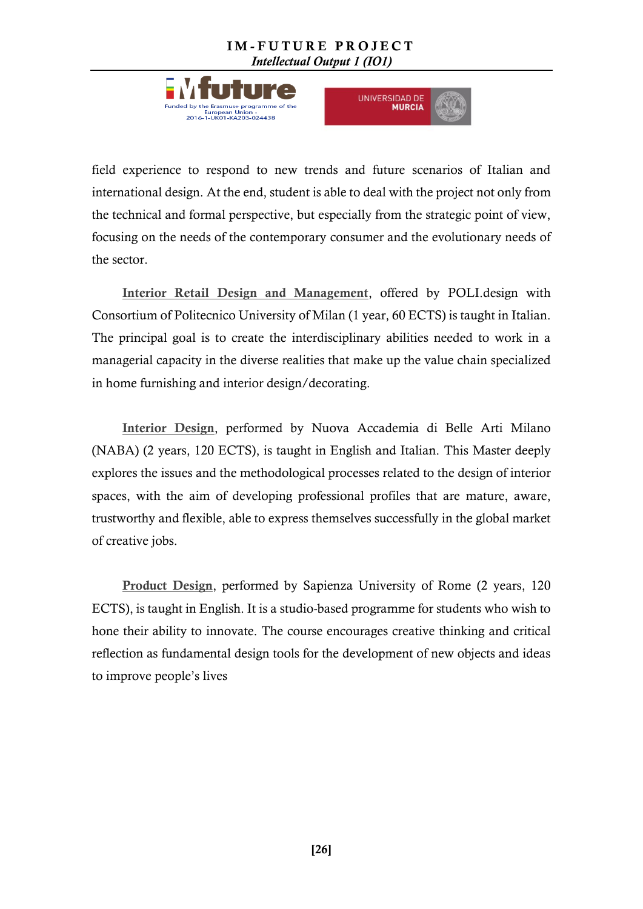field experience to respond to new trends and future scenarios of Italian and international design. At the end, student is able to deal with the project not only from the technical and formal perspective, but especially from the strategic point of view, focusing on the needs of the contemporary consumer and the evolutionary needs of the sector.

**Interior Retail Design and Management**, offered by POLI.design with Consortium of Politecnico University of Milan (1 year, 60 ECTS) is taught in Italian. The principal goal is to create the interdisciplinary abilities needed to work in a managerial capacity in the diverse realities that make up the value chain specialized in home furnishing and interior design/decorating.

**Interior Design**, performed by Nuova Accademia di Belle Arti Milano (NABA) (2 years, 120 ECTS), is taught in English and Italian. This Master deeply explores the issues and the methodological processes related to the design of interior spaces, with the aim of developing professional profiles that are mature, aware, trustworthy and flexible, able to express themselves successfully in the global market of creative jobs.

**Product Design**, performed by Sapienza University of Rome (2 years, 120 ECTS), is taught in English. It is a studio-based programme for students who wish to hone their ability to innovate. The course encourages creative thinking and critical reflection as fundamental design tools for the development of new objects and ideas to improve people's lives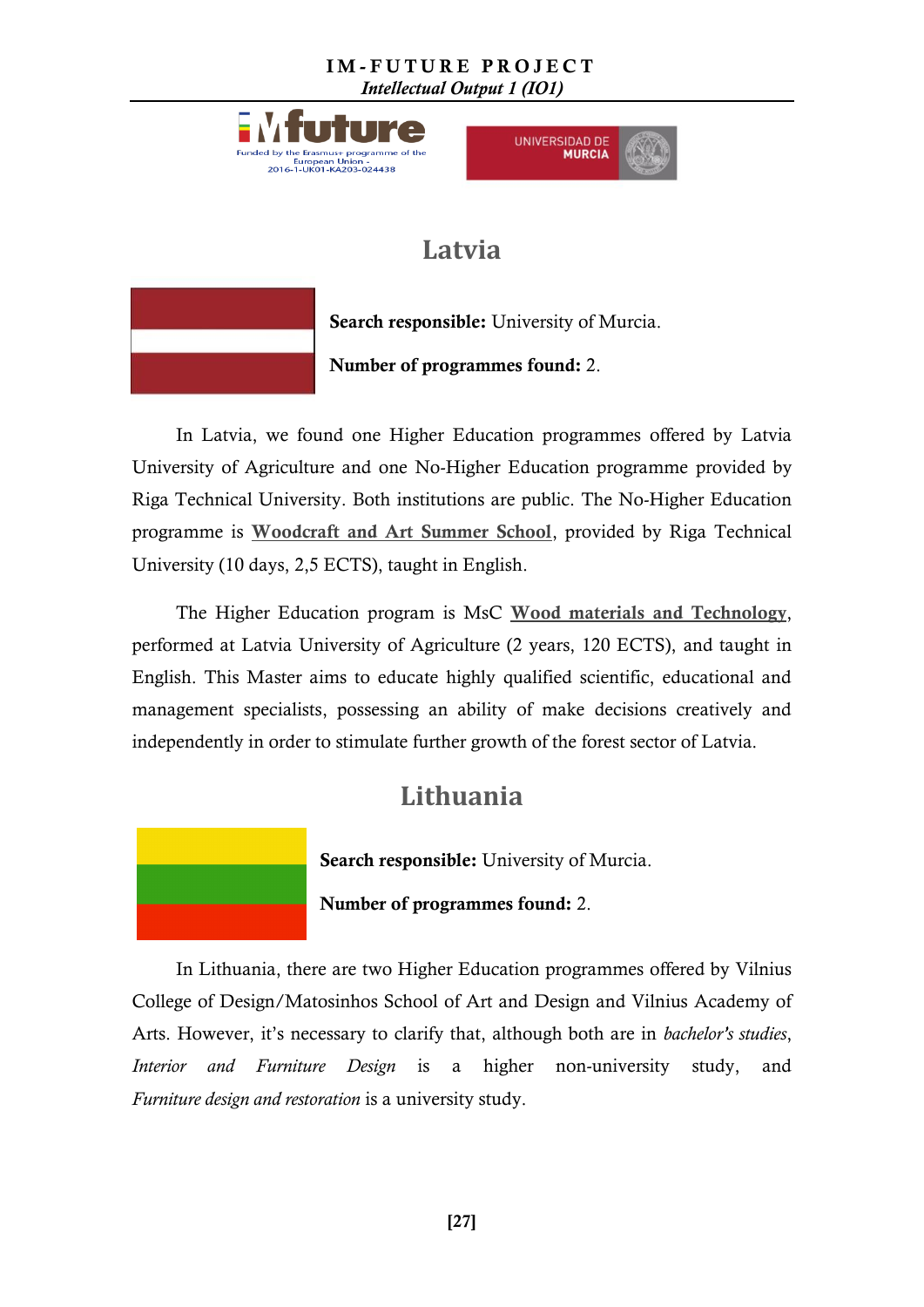## Latvia

**Search responsible:** University of Murcia.

**Number of programmes found:** 2.

In Latvia, we found one Higher Education programmes offered by Latvia University of Agriculture and one No-Higher Education programme provided by Riga Technical University. Both institutions are public. The No-Higher Education programme is **Woodcraft and Art Summer School**, provided by Riga Technical University (10 days, 2,5 ECTS), taught in English.

The Higher Education program is MsC **Wood materials and Technology**, performed at Latvia University of Agriculture (2 years, 120 ECTS), and taught in English. This Master aims to educate highly qualified scientific, educational and management specialists, possessing an ability of make decisions creatively and independently in order to stimulate further growth of the forest sector of Latvia.

## Lithuania

**Search responsible:** University of Murcia.

**Number of programmes found:** 2.

In Lithuania, there are two Higher Education programmes offered by Vilnius College of Design/Matosinhos School of Art and Design and Vilnius Academy of Arts. However, it's necessary to clarify that, although both are in *bachelor's studies*, *Interior and Furniture Design* is a higher non-university study, and *Furniture design and restoration* is a university study.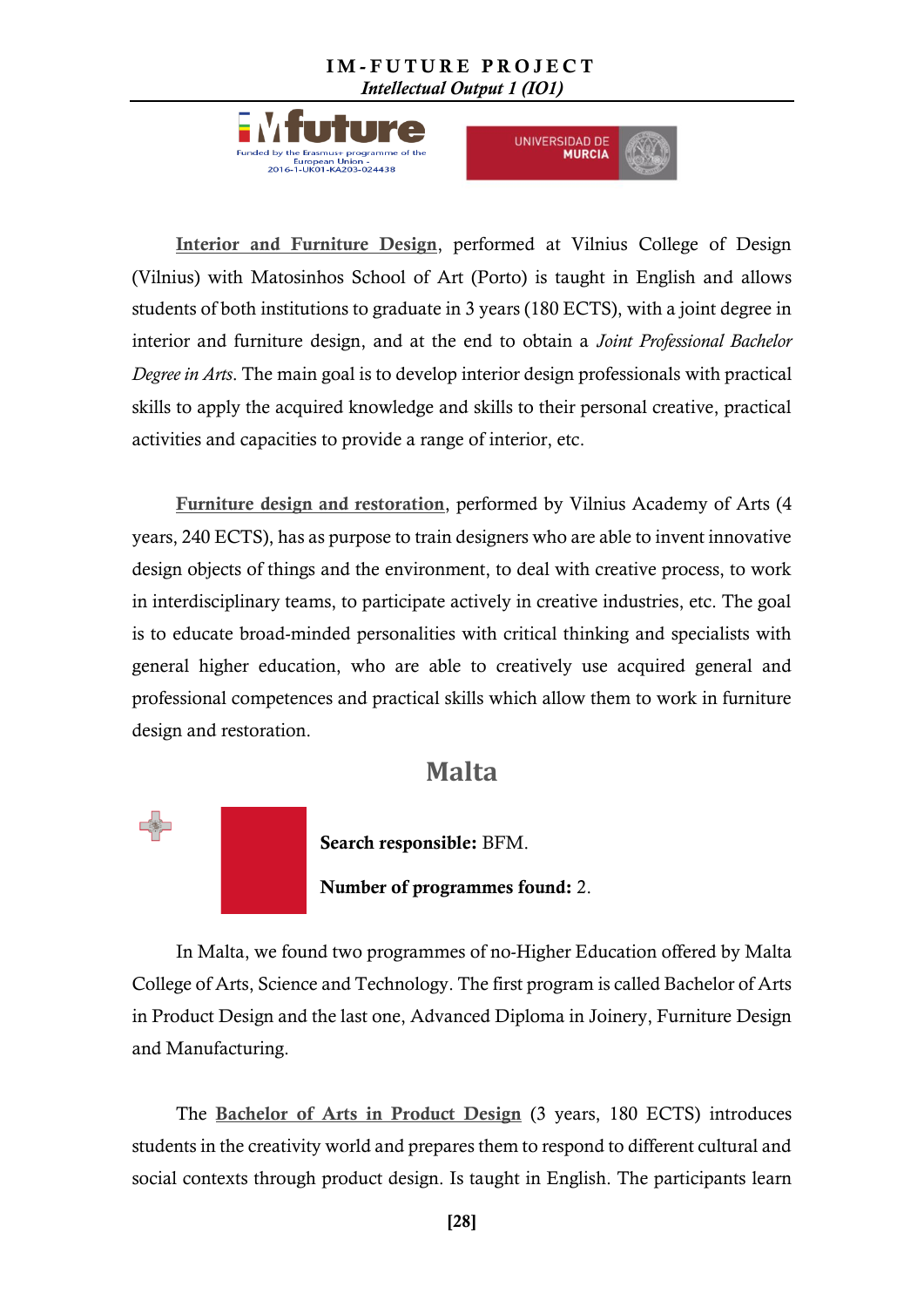**Interior and Furniture Design**, performed at Vilnius College of Design (Vilnius) with Matosinhos School of Art (Porto) is taught in English and allows students of both institutions to graduate in 3 years (180 ECTS), with a joint degree in interior and furniture design, and at the end to obtain a *Joint Professional Bachelor Degree in Arts*. The main goal is to develop interior design professionals with practical skills to apply the acquired knowledge and skills to their personal creative, practical activities and capacities to provide a range of interior, etc.

**Furniture design and restoration**, performed by Vilnius Academy of Arts (4 years, 240 ECTS), has as purpose to train designers who are able to invent innovative design objects of things and the environment, to deal with creative process, to work in interdisciplinary teams, to participate actively in creative industries, etc. The goal is to educate broad-minded personalities with critical thinking and specialists with general higher education, who are able to creatively use acquired general and professional competences and practical skills which allow them to work in furniture design and restoration.

## Malta

**Search responsible:** BFM.

**Number of programmes found:** 2.

In Malta, we found two programmes of no-Higher Education offered by Malta College of Arts, Science and Technology. The first program is called Bachelor of Arts in Product Design and the last one, Advanced Diploma in Joinery, Furniture Design and Manufacturing.

The **Bachelor of Arts in Product Design** (3 years, 180 ECTS) introduces students in the creativity world and prepares them to respond to different cultural and social contexts through product design. Is taught in English. The participants learn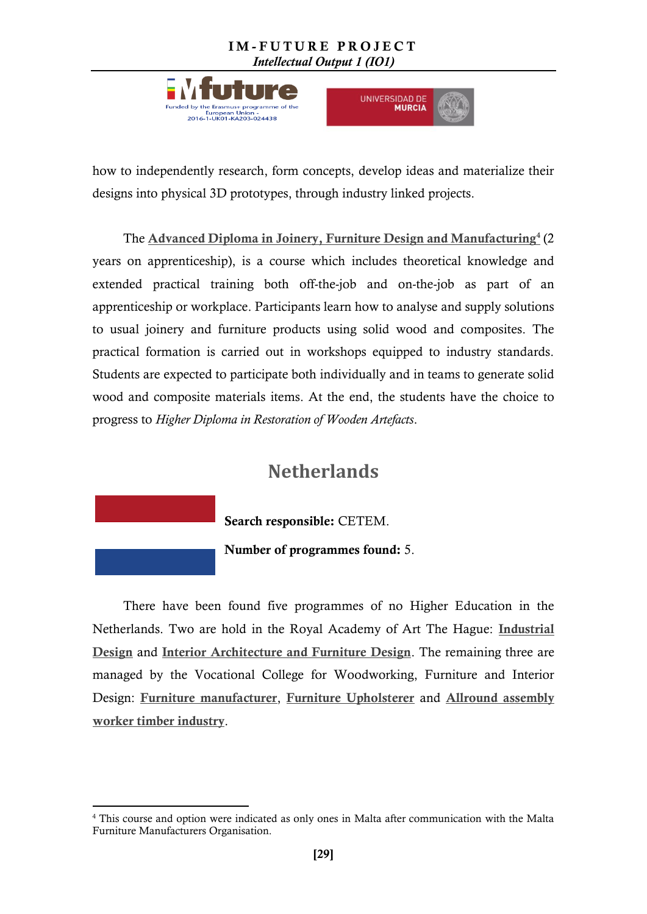how to independently research, form concepts, develop ideas and materialize their designs into physical 3D prototypes, through industry linked projects.

The **Advanced Diploma in Joinery, Furniture Design and Manufacturing**[4] (2 years on apprenticeship), is a course which includes theoretical knowledge and extended practical training both off-the-job and on-the-job as part of an apprenticeship or workplace. Participants learn how to analyse and supply solutions to usual joinery and furniture products using solid wood and composites. The practical formation is carried out in workshops equipped to industry standards. Students are expected to participate both individually and in teams to generate solid wood and composite materials items. At the end, the students have the choice to progress to *Higher Diploma in Restoration of Wooden Artefacts*.

## Netherlands

**Search responsible:** CETEM.

**Number of programmes found:** 5.

There have been found five programmes of no Higher Education in the Netherlands. Two are hold in the Royal Academy of Art The Hague: **Industrial Design** and **Interior Architecture and Furniture Design**. The remaining three are managed by the Vocational College for Woodworking, Furniture and Interior Design: **Furniture manufacturer**, **Furniture Upholsterer** and **Allround assembly worker timber industry**.

---

[4] This course and option were indicated as only ones in Malta after communication with the Malta Furniture Manufacturers Organisation.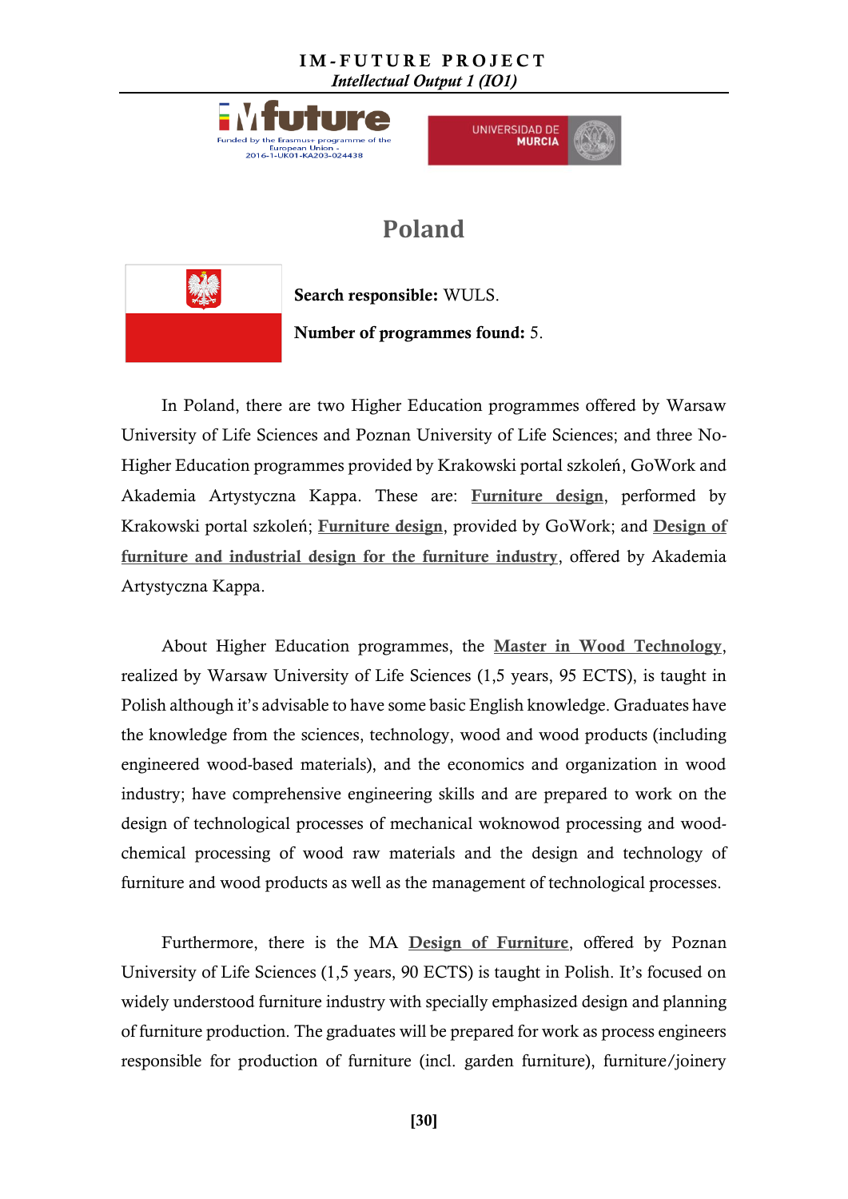# Poland

**Search responsible:** WULS.

**Number of programmes found:** 5.

In Poland, there are two Higher Education programmes offered by Warsaw University of Life Sciences and Poznan University of Life Sciences; and three No-Higher Education programmes provided by Krakowski portal szkoleń, GoWork and Akademia Artystyczna Kappa. These are: **Furniture design**, performed by Krakowski portal szkoleń; **Furniture design**, provided by GoWork; and **Design of furniture and industrial design for the furniture industry**, offered by Akademia Artystyczna Kappa.

About Higher Education programmes, the **Master in Wood Technology**, realized by Warsaw University of Life Sciences (1,5 years, 95 ECTS), is taught in Polish although it's advisable to have some basic English knowledge. Graduates have the knowledge from the sciences, technology, wood and wood products (including engineered wood-based materials), and the economics and organization in wood industry; have comprehensive engineering skills and are prepared to work on the design of technological processes of mechanical woknowod processing and wood-chemical processing of wood raw materials and the design and technology of furniture and wood products as well as the management of technological processes.

Furthermore, there is the MA **Design of Furniture**, offered by Poznan University of Life Sciences (1,5 years, 90 ECTS) is taught in Polish. It's focused on widely understood furniture industry with specially emphasized design and planning of furniture production. The graduates will be prepared for work as process engineers responsible for production of furniture (incl. garden furniture), furniture/joinery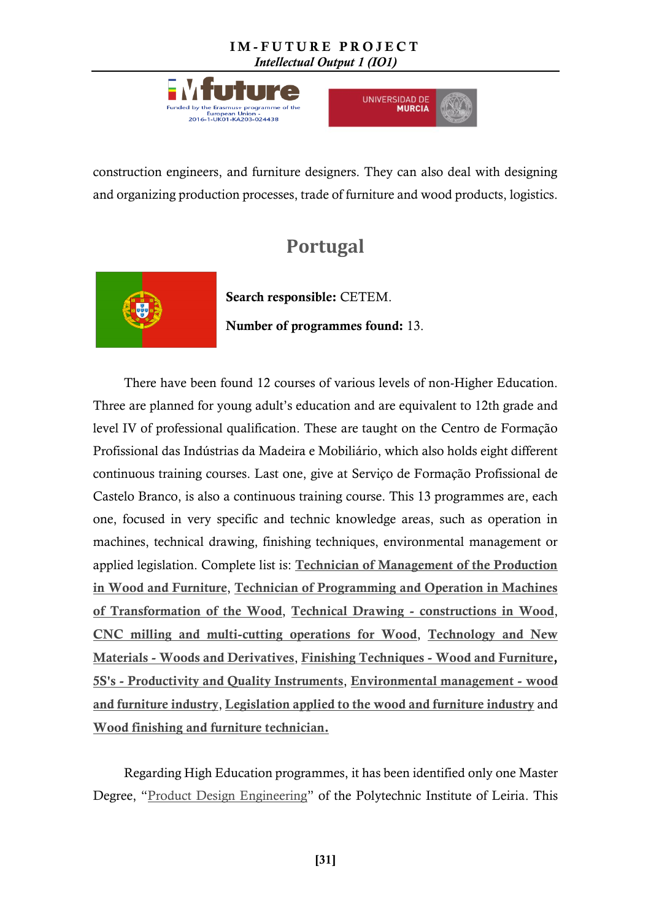construction engineers, and furniture designers. They can also deal with designing and organizing production processes, trade of furniture and wood products, logistics.

## Portugal

**Search responsible:** CETEM.

**Number of programmes found:** 13.

There have been found 12 courses of various levels of non-Higher Education. Three are planned for young adult's education and are equivalent to 12th grade and level IV of professional qualification. These are taught on the Centro de Formação Profissional das Indústrias da Madeira e Mobiliário, which also holds eight different continuous training courses. Last one, give at Serviço de Formação Profissional de Castelo Branco, is also a continuous training course. This 13 programmes are, each one, focused in very specific and technic knowledge areas, such as operation in machines, technical drawing, finishing techniques, environmental management or applied legislation. Complete list is: **Technician of Management of the Production in Wood and Furniture**, **Technician of Programming and Operation in Machines of Transformation of the Wood**, **Technical Drawing - constructions in Wood**, **CNC milling and multi-cutting operations for Wood**, **Technology and New Materials - Woods and Derivatives**, **Finishing Techniques - Wood and Furniture**, **5S's - Productivity and Quality Instruments**, **Environmental management - wood and furniture industry**, **Legislation applied to the wood and furniture industry** and **Wood finishing and furniture technician.**

Regarding High Education programmes, it has been identified only one Master Degree, "Product Design Engineering" of the Polytechnic Institute of Leiria. This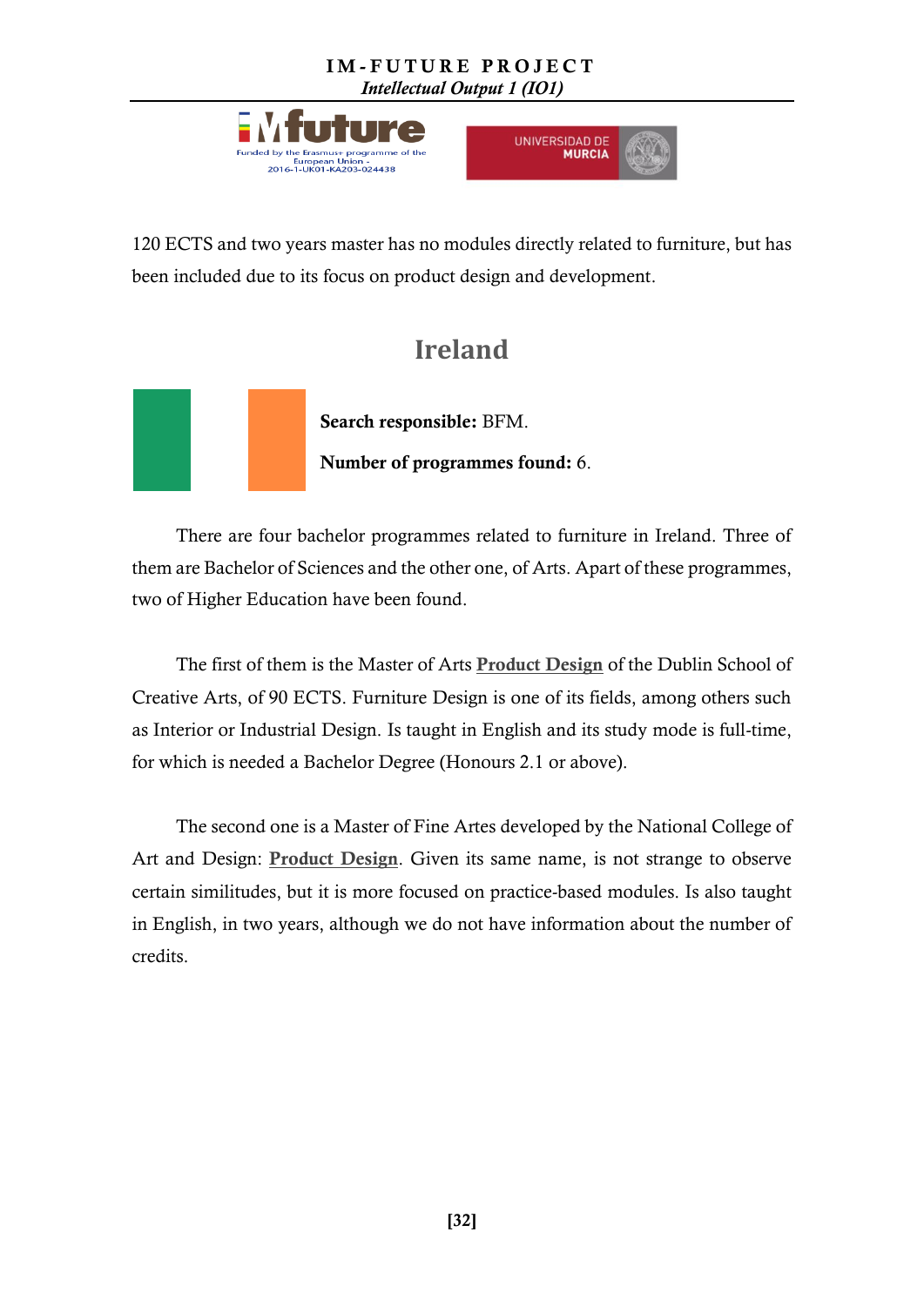120 ECTS and two years master has no modules directly related to furniture, but has been included due to its focus on product design and development.

## Ireland

**Search responsible:** BFM.

**Number of programmes found:** 6.

There are four bachelor programmes related to furniture in Ireland. Three of them are Bachelor of Sciences and the other one, of Arts. Apart of these programmes, two of Higher Education have been found.

The first of them is the Master of Arts **Product Design** of the Dublin School of Creative Arts, of 90 ECTS. Furniture Design is one of its fields, among others such as Interior or Industrial Design. Is taught in English and its study mode is full-time, for which is needed a Bachelor Degree (Honours 2.1 or above).

The second one is a Master of Fine Artes developed by the National College of Art and Design: **Product Design**. Given its same name, is not strange to observe certain similitudes, but it is more focused on practice-based modules. Is also taught in English, in two years, although we do not have information about the number of credits.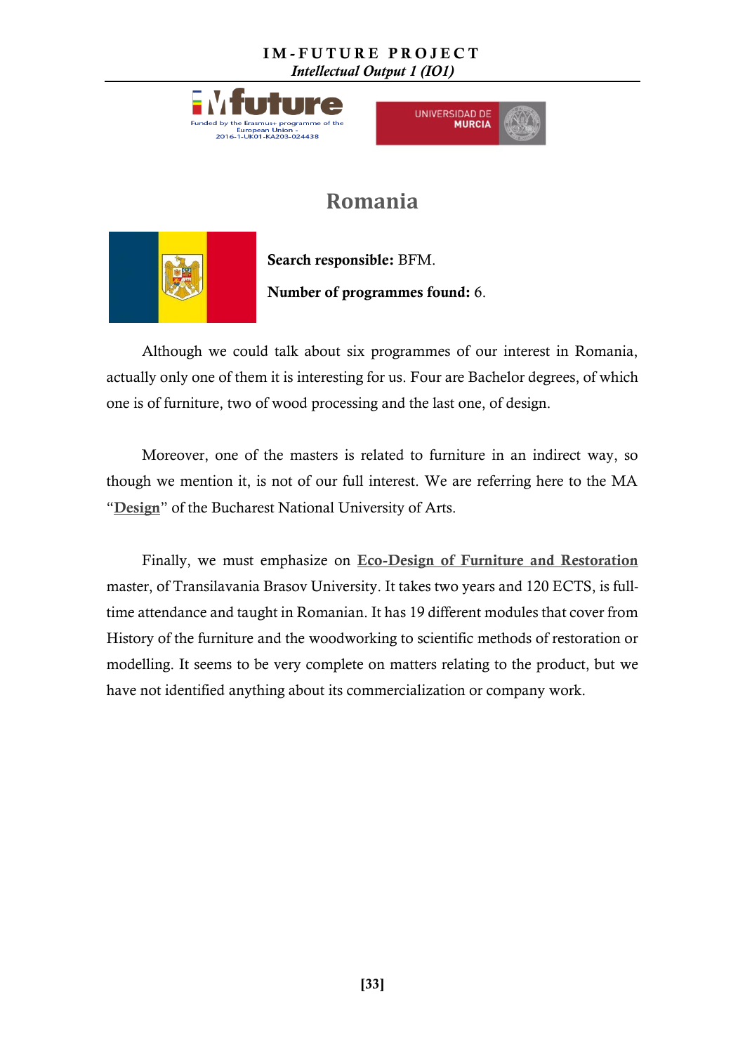# Romania

**Search responsible:** BFM.

**Number of programmes found:** 6.

Although we could talk about six programmes of our interest in Romania, actually only one of them it is interesting for us. Four are Bachelor degrees, of which one is of furniture, two of wood processing and the last one, of design.

Moreover, one of the masters is related to furniture in an indirect way, so though we mention it, is not of our full interest. We are referring here to the MA "**Design**" of the Bucharest National University of Arts.

Finally, we must emphasize on **Eco-Design of Furniture and Restoration** master, of Transilavania Brasov University. It takes two years and 120 ECTS, is full-time attendance and taught in Romanian. It has 19 different modules that cover from History of the furniture and the woodworking to scientific methods of restoration or modelling. It seems to be very complete on matters relating to the product, but we have not identified anything about its commercialization or company work.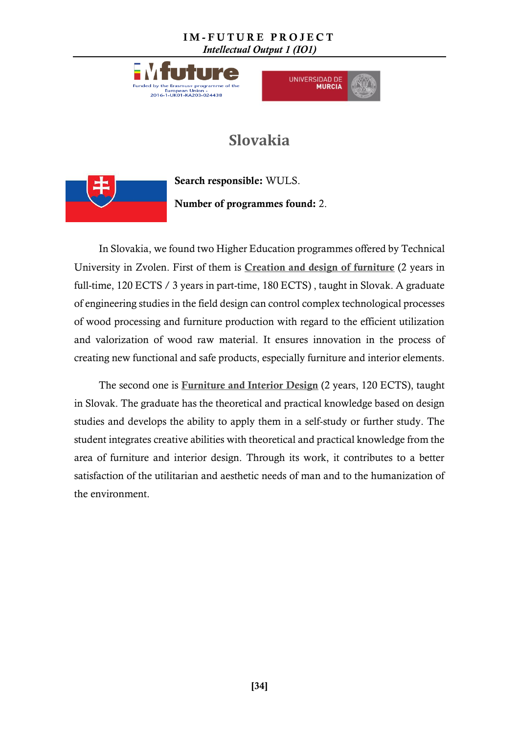# Slovakia

**Search responsible:** WULS.

**Number of programmes found:** 2.

In Slovakia, we found two Higher Education programmes offered by Technical University in Zvolen. First of them is **Creation and design of furniture** (2 years in full-time, 120 ECTS / 3 years in part-time, 180 ECTS) , taught in Slovak. A graduate of engineering studies in the field design can control complex technological processes of wood processing and furniture production with regard to the efficient utilization and valorization of wood raw material. It ensures innovation in the process of creating new functional and safe products, especially furniture and interior elements.

The second one is **Furniture and Interior Design** (2 years, 120 ECTS), taught in Slovak. The graduate has the theoretical and practical knowledge based on design studies and develops the ability to apply them in a self-study or further study. The student integrates creative abilities with theoretical and practical knowledge from the area of furniture and interior design. Through its work, it contributes to a better satisfaction of the utilitarian and aesthetic needs of man and to the humanization of the environment.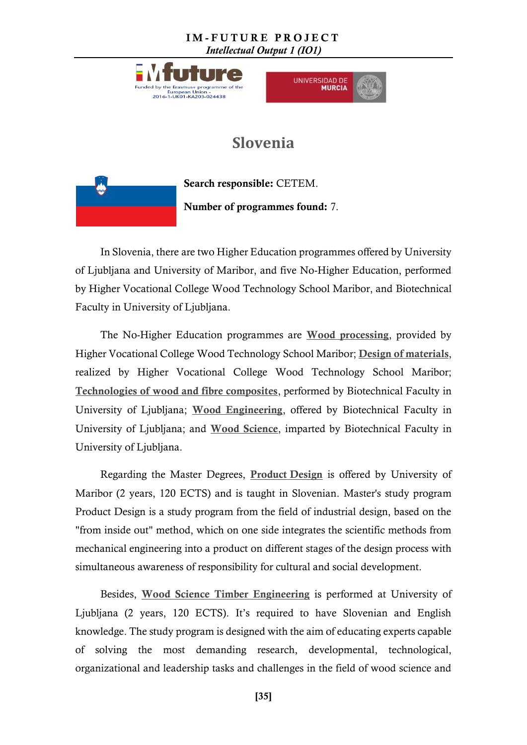# Slovenia

**Search responsible:** CETEM.

**Number of programmes found:** 7.

In Slovenia, there are two Higher Education programmes offered by University of Ljubljana and University of Maribor, and five No-Higher Education, performed by Higher Vocational College Wood Technology School Maribor, and Biotechnical Faculty in University of Ljubljana.

The No-Higher Education programmes are **Wood processing**, provided by Higher Vocational College Wood Technology School Maribor; **Design of materials**, realized by Higher Vocational College Wood Technology School Maribor; **Technologies of wood and fibre composites**, performed by Biotechnical Faculty in University of Ljubljana; **Wood Engineering**, offered by Biotechnical Faculty in University of Ljubljana; and **Wood Science**, imparted by Biotechnical Faculty in University of Ljubljana.

Regarding the Master Degrees, **Product Design** is offered by University of Maribor (2 years, 120 ECTS) and is taught in Slovenian. Master's study program Product Design is a study program from the field of industrial design, based on the "from inside out" method, which on one side integrates the scientific methods from mechanical engineering into a product on different stages of the design process with simultaneous awareness of responsibility for cultural and social development.

Besides, **Wood Science Timber Engineering** is performed at University of Ljubljana (2 years, 120 ECTS). It's required to have Slovenian and English knowledge. The study program is designed with the aim of educating experts capable of solving the most demanding research, developmental, technological, organizational and leadership tasks and challenges in the field of wood science and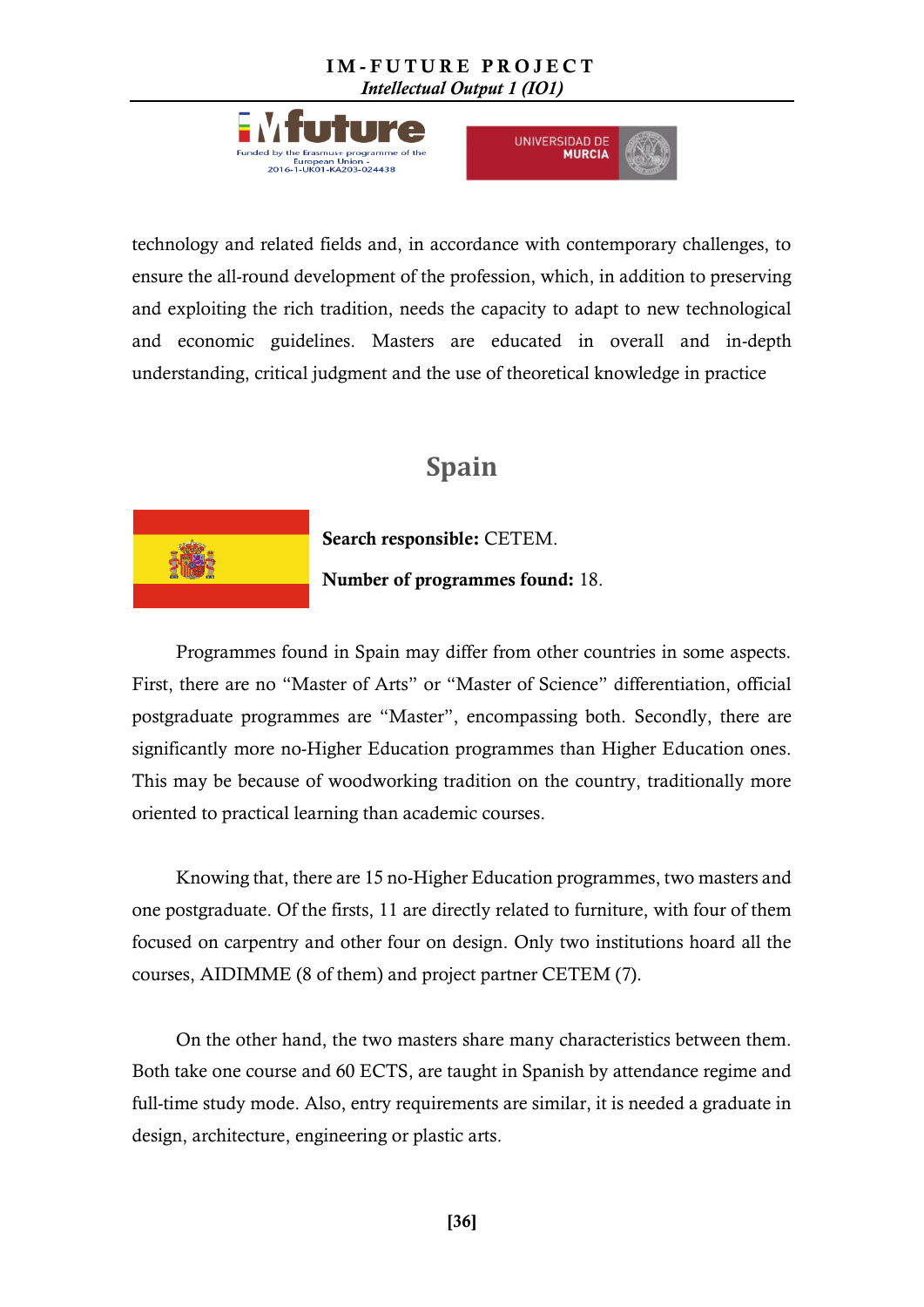technology and related fields and, in accordance with contemporary challenges, to ensure the all-round development of the profession, which, in addition to preserving and exploiting the rich tradition, needs the capacity to adapt to new technological and economic guidelines. Masters are educated in overall and in-depth understanding, critical judgment and the use of theoretical knowledge in practice

## Spain

**Search responsible:** CETEM.

**Number of programmes found:** 18.

Programmes found in Spain may differ from other countries in some aspects. First, there are no "Master of Arts" or "Master of Science" differentiation, official postgraduate programmes are "Master", encompassing both. Secondly, there are significantly more no-Higher Education programmes than Higher Education ones. This may be because of woodworking tradition on the country, traditionally more oriented to practical learning than academic courses.

Knowing that, there are 15 no-Higher Education programmes, two masters and one postgraduate. Of the firsts, 11 are directly related to furniture, with four of them focused on carpentry and other four on design. Only two institutions hoard all the courses, AIDIMME (8 of them) and project partner CETEM (7).

On the other hand, the two masters share many characteristics between them. Both take one course and 60 ECTS, are taught in Spanish by attendance regime and full-time study mode. Also, entry requirements are similar, it is needed a graduate in design, architecture, engineering or plastic arts.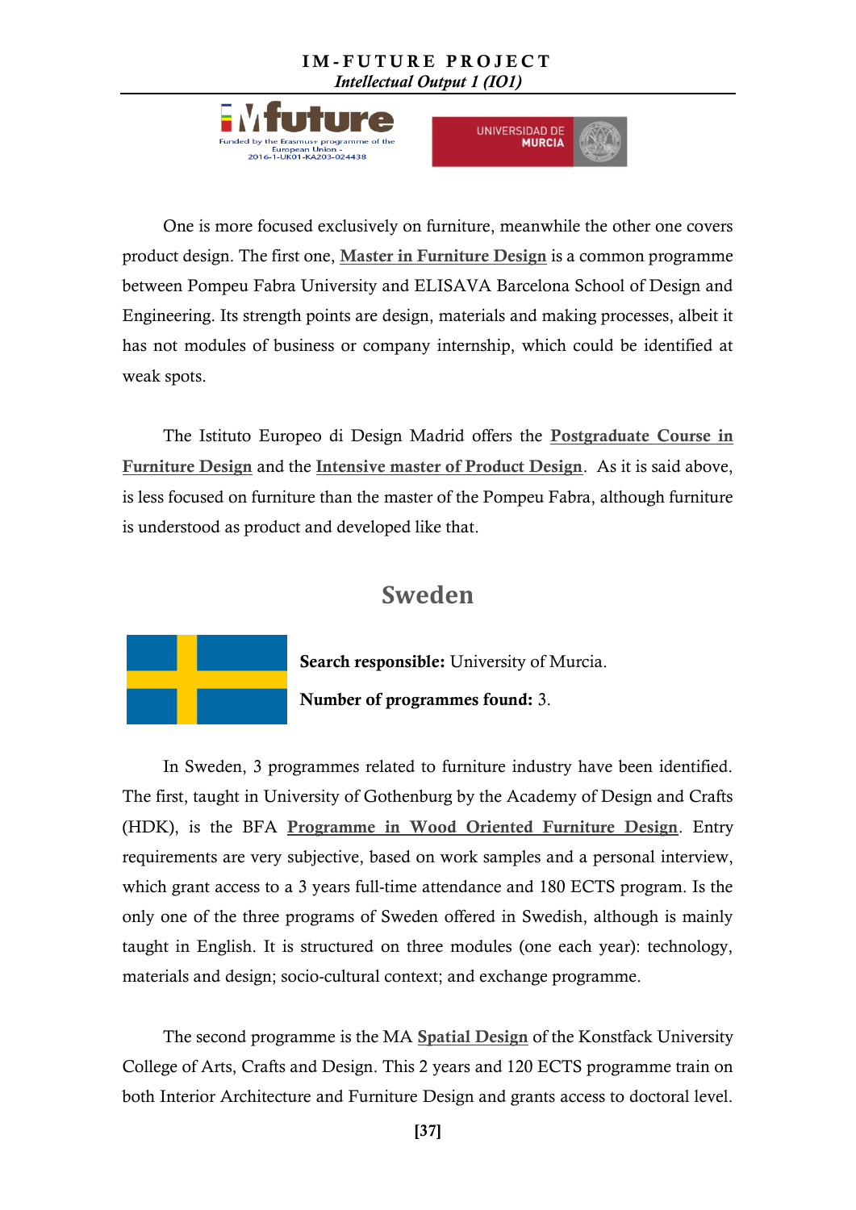One is more focused exclusively on furniture, meanwhile the other one covers product design. The first one, **Master in Furniture Design** is a common programme between Pompeu Fabra University and ELISAVA Barcelona School of Design and Engineering. Its strength points are design, materials and making processes, albeit it has not modules of business or company internship, which could be identified at weak spots.

The Istituto Europeo di Design Madrid offers the **Postgraduate Course in Furniture Design** and the **Intensive master of Product Design**. As it is said above, is less focused on furniture than the master of the Pompeu Fabra, although furniture is understood as product and developed like that.

## Sweden

**Search responsible:** University of Murcia.

**Number of programmes found:** 3.

In Sweden, 3 programmes related to furniture industry have been identified. The first, taught in University of Gothenburg by the Academy of Design and Crafts (HDK), is the BFA **Programme in Wood Oriented Furniture Design**. Entry requirements are very subjective, based on work samples and a personal interview, which grant access to a 3 years full-time attendance and 180 ECTS program. Is the only one of the three programs of Sweden offered in Swedish, although is mainly taught in English. It is structured on three modules (one each year): technology, materials and design; socio-cultural context; and exchange programme.

The second programme is the MA **Spatial Design** of the Konstfack University College of Arts, Crafts and Design. This 2 years and 120 ECTS programme train on both Interior Architecture and Furniture Design and grants access to doctoral level.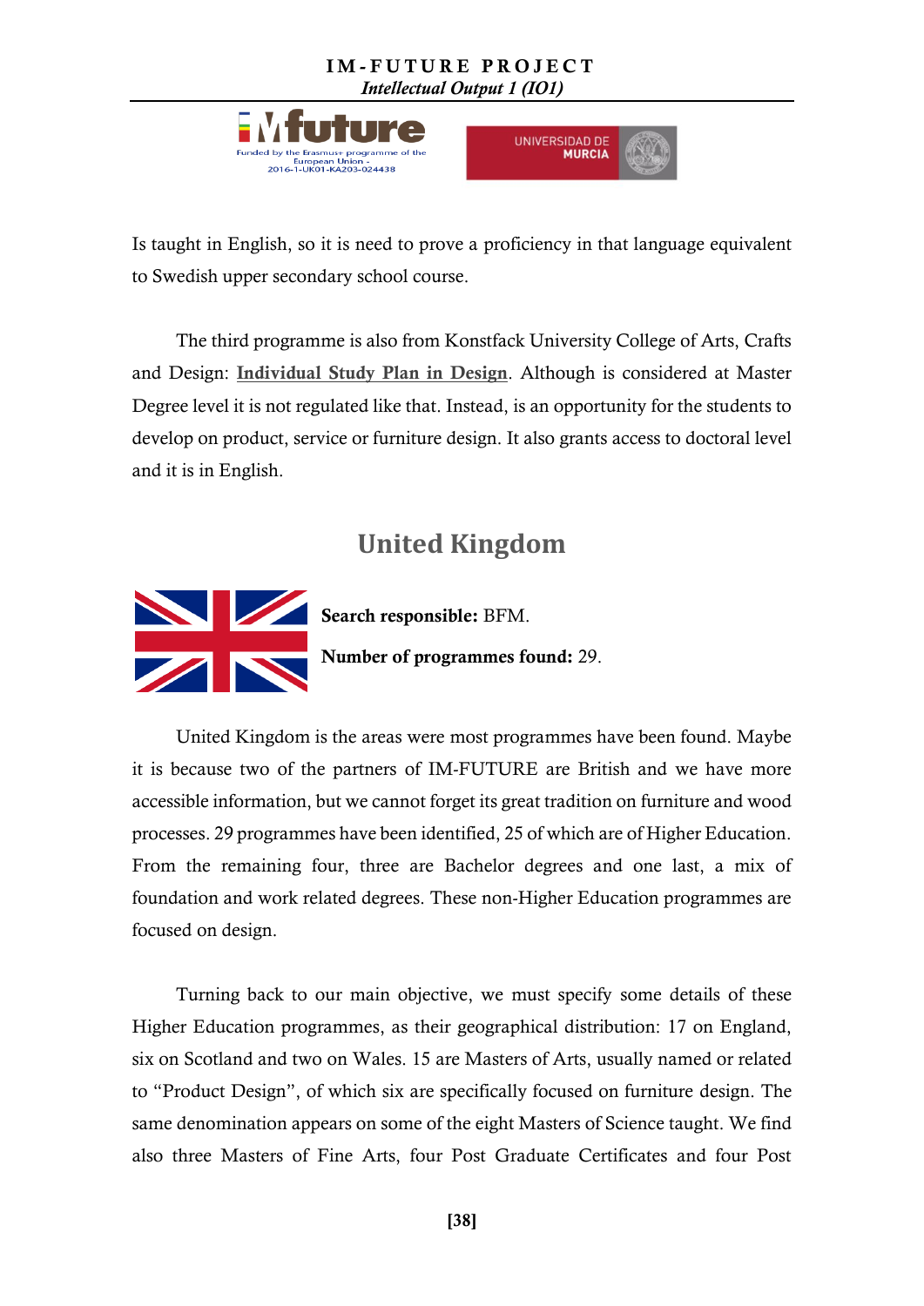Is taught in English, so it is need to prove a proficiency in that language equivalent to Swedish upper secondary school course.

The third programme is also from Konstfack University College of Arts, Crafts and Design: **Individual Study Plan in Design**. Although is considered at Master Degree level it is not regulated like that. Instead, is an opportunity for the students to develop on product, service or furniture design. It also grants access to doctoral level and it is in English.

## United Kingdom

**Search responsible:** BFM.

**Number of programmes found:** 29.

United Kingdom is the areas were most programmes have been found. Maybe it is because two of the partners of IM-FUTURE are British and we have more accessible information, but we cannot forget its great tradition on furniture and wood processes. 29 programmes have been identified, 25 of which are of Higher Education. From the remaining four, three are Bachelor degrees and one last, a mix of foundation and work related degrees. These non-Higher Education programmes are focused on design.

Turning back to our main objective, we must specify some details of these Higher Education programmes, as their geographical distribution: 17 on England, six on Scotland and two on Wales. 15 are Masters of Arts, usually named or related to "Product Design", of which six are specifically focused on furniture design. The same denomination appears on some of the eight Masters of Science taught. We find also three Masters of Fine Arts, four Post Graduate Certificates and four Post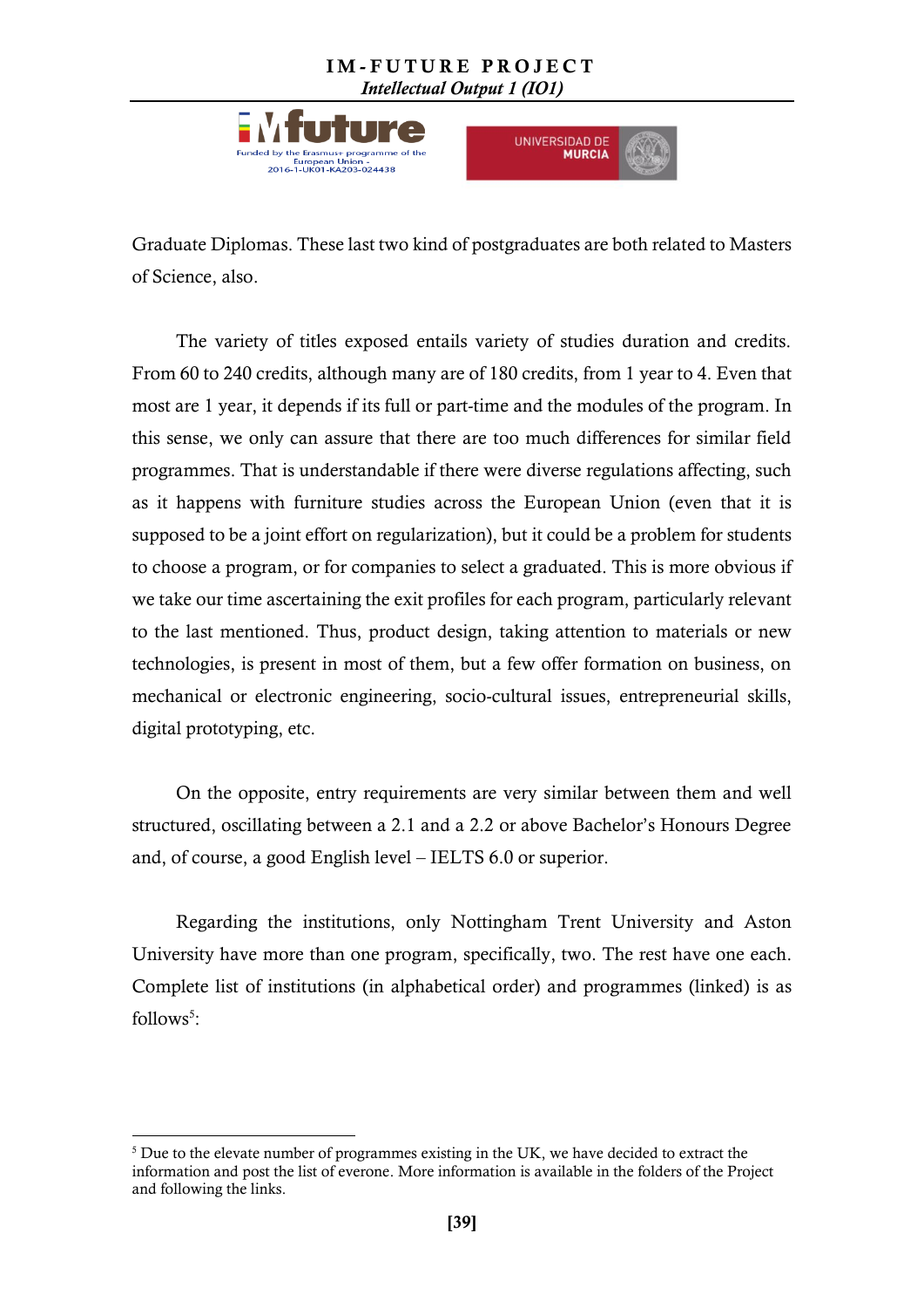Graduate Diplomas. These last two kind of postgraduates are both related to Masters of Science, also.

The variety of titles exposed entails variety of studies duration and credits. From 60 to 240 credits, although many are of 180 credits, from 1 year to 4. Even that most are 1 year, it depends if its full or part-time and the modules of the program. In this sense, we only can assure that there are too much differences for similar field programmes. That is understandable if there were diverse regulations affecting, such as it happens with furniture studies across the European Union (even that it is supposed to be a joint effort on regularization), but it could be a problem for students to choose a program, or for companies to select a graduated. This is more obvious if we take our time ascertaining the exit profiles for each program, particularly relevant to the last mentioned. Thus, product design, taking attention to materials or new technologies, is present in most of them, but a few offer formation on business, on mechanical or electronic engineering, socio-cultural issues, entrepreneurial skills, digital prototyping, etc.

On the opposite, entry requirements are very similar between them and well structured, oscillating between a 2.1 and a 2.2 or above Bachelor's Honours Degree and, of course, a good English level – IELTS 6.0 or superior.

Regarding the institutions, only Nottingham Trent University and Aston University have more than one program, specifically, two. The rest have one each. Complete list of institutions (in alphabetical order) and programmes (linked) is as follows[5]:

---

[5] Due to the elevate number of programmes existing in the UK, we have decided to extract the information and post the list of everone. More information is available in the folders of the Project and following the links.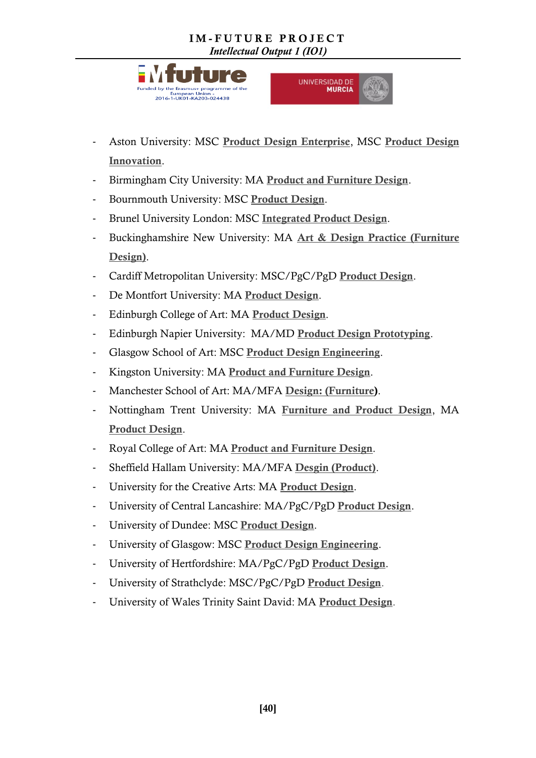- Aston University: MSC **Product Design Enterprise**, MSC **Product Design Innovation**.
- Birmingham City University: MA **Product and Furniture Design**.
- Bournmouth University: MSC **Product Design**.
- Brunel University London: MSC **Integrated Product Design**.
- Buckinghamshire New University: MA **Art & Design Practice (Furniture Design)**.
- Cardiff Metropolitan University: MSC/PgC/PgD **Product Design**.
- De Montfort University: MA **Product Design**.
- Edinburgh College of Art: MA **Product Design**.
- Edinburgh Napier University: MA/MD **Product Design Prototyping**.
- Glasgow School of Art: MSC **Product Design Engineering**.
- Kingston University: MA **Product and Furniture Design**.
- Manchester School of Art: MA/MFA **Design: (Furniture)**.
- Nottingham Trent University: MA **Furniture and Product Design**, MA **Product Design**.
- Royal College of Art: MA **Product and Furniture Design**.
- Sheffield Hallam University: MA/MFA **Desgin (Product)**.
- University for the Creative Arts: MA **Product Design**.
- University of Central Lancashire: MA/PgC/PgD **Product Design**.
- University of Dundee: MSC **Product Design**.
- University of Glasgow: MSC **Product Design Engineering**.
- University of Hertfordshire: MA/PgC/PgD **Product Design**.
- University of Strathclyde: MSC/PgC/PgD **Product Design**.
- University of Wales Trinity Saint David: MA **Product Design**.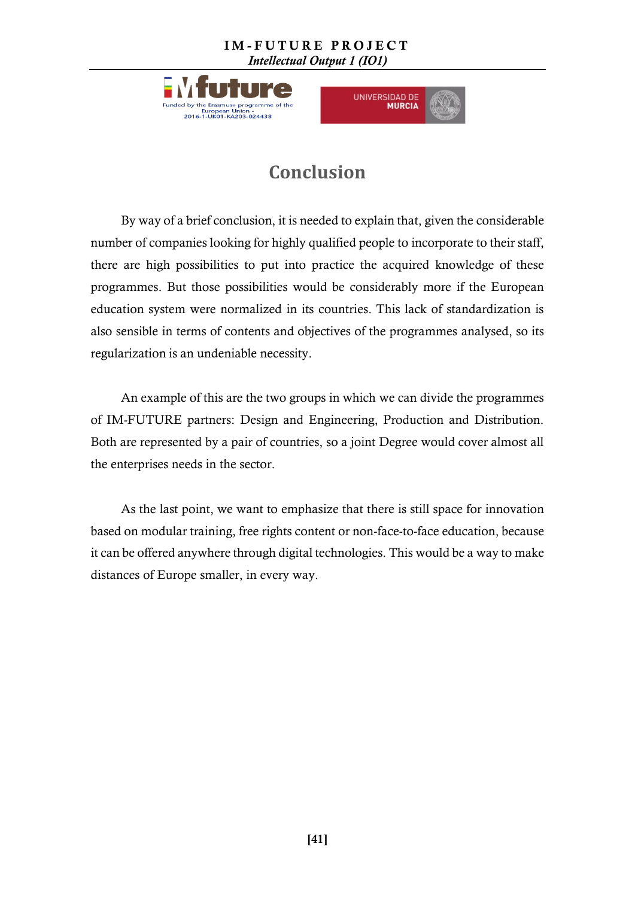# Conclusion

By way of a brief conclusion, it is needed to explain that, given the considerable number of companies looking for highly qualified people to incorporate to their staff, there are high possibilities to put into practice the acquired knowledge of these programmes. But those possibilities would be considerably more if the European education system were normalized in its countries. This lack of standardization is also sensible in terms of contents and objectives of the programmes analysed, so its regularization is an undeniable necessity.

An example of this are the two groups in which we can divide the programmes of IM-FUTURE partners: Design and Engineering, Production and Distribution. Both are represented by a pair of countries, so a joint Degree would cover almost all the enterprises needs in the sector.

As the last point, we want to emphasize that there is still space for innovation based on modular training, free rights content or non-face-to-face education, because it can be offered anywhere through digital technologies. This would be a way to make distances of Europe smaller, in every way.